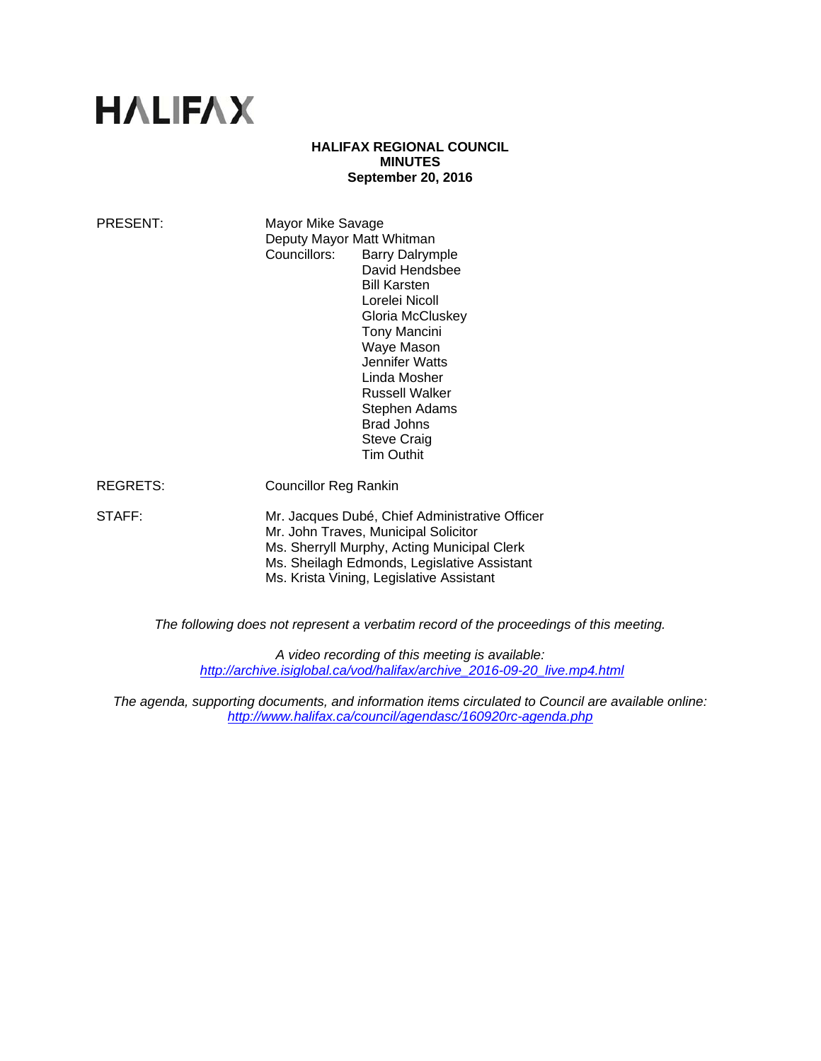HALIFAX

**HALIFAX REGIONAL COUNCIL**
**MINUTES**
**September 20, 2016**

PRESENT: Mayor Mike Savage
Deputy Mayor Matt Whitman
Councillors: Barry Dalrymple
David Hendsbee
Bill Karsten
Lorelei Nicoll
Gloria McCluskey
Tony Mancini
Waye Mason
Jennifer Watts
Linda Mosher
Russell Walker
Stephen Adams
Brad Johns
Steve Craig
Tim Outhit

REGRETS: Councillor Reg Rankin

STAFF: Mr. Jacques Dubé, Chief Administrative Officer
Mr. John Traves, Municipal Solicitor
Ms. Sherryll Murphy, Acting Municipal Clerk
Ms. Sheilagh Edmonds, Legislative Assistant
Ms. Krista Vining, Legislative Assistant

*The following does not represent a verbatim record of the proceedings of this meeting.*

*A video recording of this meeting is available:*
*http://archive.isiglobal.ca/vod/halifax/archive_2016-09-20_live.mp4.html*

*The agenda, supporting documents, and information items circulated to Council are available online:*
*http://www.halifax.ca/council/agendasc/160920rc-agenda.php*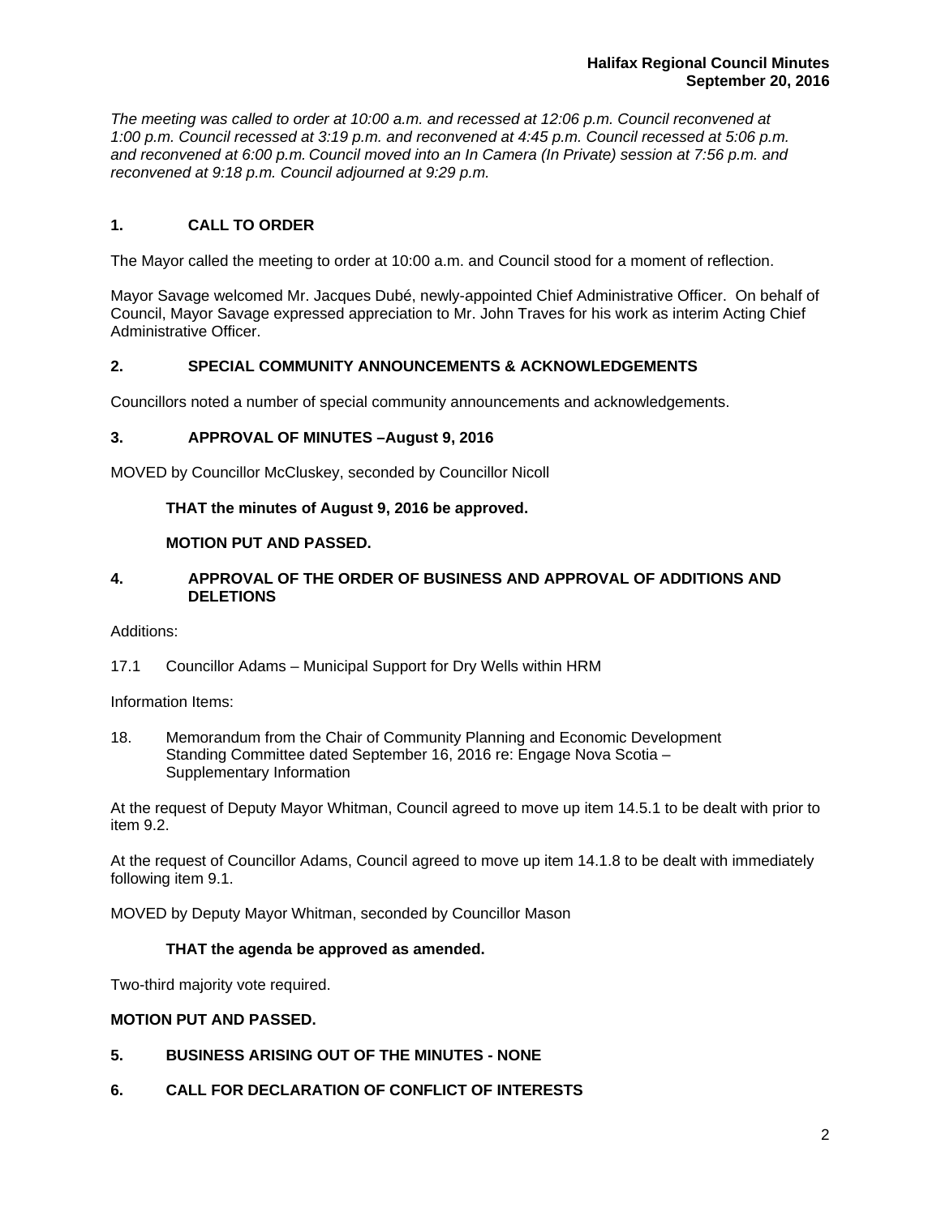*The meeting was called to order at 10:00 a.m. and recessed at 12:06 p.m. Council reconvened at 1:00 p.m. Council recessed at 3:19 p.m. and reconvened at 4:45 p.m. Council recessed at 5:06 p.m. and reconvened at 6:00 p.m. Council moved into an In Camera (In Private) session at 7:56 p.m. and reconvened at 9:18 p.m. Council adjourned at 9:29 p.m.*

## 1. CALL TO ORDER

The Mayor called the meeting to order at 10:00 a.m. and Council stood for a moment of reflection.

Mayor Savage welcomed Mr. Jacques Dubé, newly-appointed Chief Administrative Officer. On behalf of Council, Mayor Savage expressed appreciation to Mr. John Traves for his work as interim Acting Chief Administrative Officer.

## 2. SPECIAL COMMUNITY ANNOUNCEMENTS & ACKNOWLEDGEMENTS

Councillors noted a number of special community announcements and acknowledgements.

## 3. APPROVAL OF MINUTES –August 9, 2016

MOVED by Councillor McCluskey, seconded by Councillor Nicoll

**THAT the minutes of August 9, 2016 be approved.**

**MOTION PUT AND PASSED.**

## 4. APPROVAL OF THE ORDER OF BUSINESS AND APPROVAL OF ADDITIONS AND DELETIONS

Additions:

17.1 Councillor Adams – Municipal Support for Dry Wells within HRM

Information Items:

18. Memorandum from the Chair of Community Planning and Economic Development Standing Committee dated September 16, 2016 re: Engage Nova Scotia – Supplementary Information

At the request of Deputy Mayor Whitman, Council agreed to move up item 14.5.1 to be dealt with prior to item 9.2.

At the request of Councillor Adams, Council agreed to move up item 14.1.8 to be dealt with immediately following item 9.1.

MOVED by Deputy Mayor Whitman, seconded by Councillor Mason

**THAT the agenda be approved as amended.**

Two-third majority vote required.

**MOTION PUT AND PASSED.**

## 5. BUSINESS ARISING OUT OF THE MINUTES - NONE

## 6. CALL FOR DECLARATION OF CONFLICT OF INTERESTS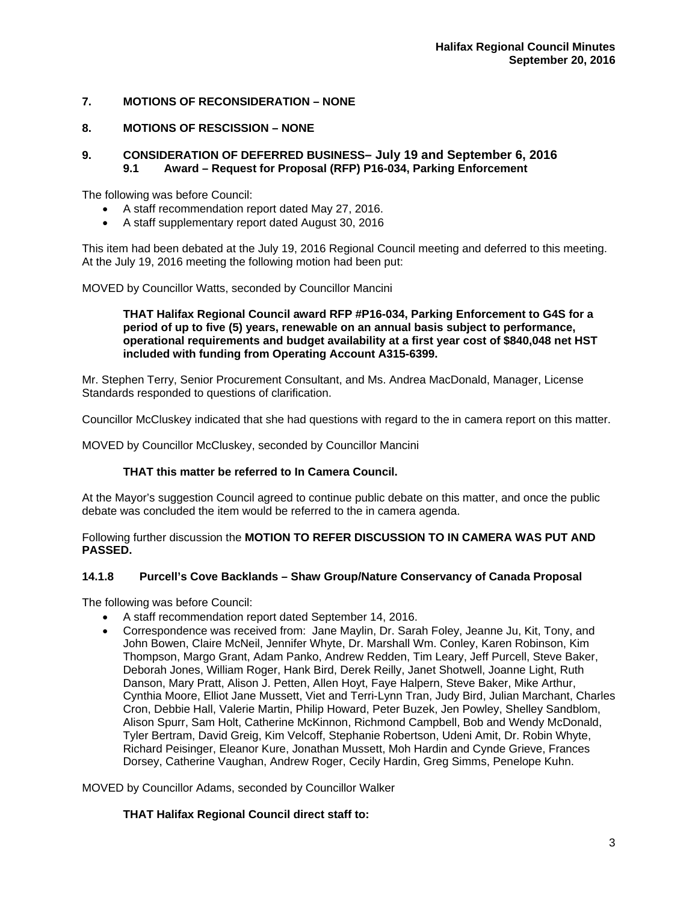## 7. MOTIONS OF RECONSIDERATION – NONE

## 8. MOTIONS OF RESCISSION – NONE

## 9. CONSIDERATION OF DEFERRED BUSINESS– July 19 and September 6, 2016

### 9.1 Award – Request for Proposal (RFP) P16-034, Parking Enforcement

The following was before Council:

- A staff recommendation report dated May 27, 2016.
- A staff supplementary report dated August 30, 2016

This item had been debated at the July 19, 2016 Regional Council meeting and deferred to this meeting. At the July 19, 2016 meeting the following motion had been put:

MOVED by Councillor Watts, seconded by Councillor Mancini

> **THAT Halifax Regional Council award RFP #P16-034, Parking Enforcement to G4S for a period of up to five (5) years, renewable on an annual basis subject to performance, operational requirements and budget availability at a first year cost of $840,048 net HST included with funding from Operating Account A315-6399.**

Mr. Stephen Terry, Senior Procurement Consultant, and Ms. Andrea MacDonald, Manager, License Standards responded to questions of clarification.

Councillor McCluskey indicated that she had questions with regard to the in camera report on this matter.

MOVED by Councillor McCluskey, seconded by Councillor Mancini

> **THAT this matter be referred to In Camera Council.**

At the Mayor's suggestion Council agreed to continue public debate on this matter, and once the public debate was concluded the item would be referred to the in camera agenda.

Following further discussion the **MOTION TO REFER DISCUSSION TO IN CAMERA WAS PUT AND PASSED.**

### 14.1.8 Purcell's Cove Backlands – Shaw Group/Nature Conservancy of Canada Proposal

The following was before Council:

- A staff recommendation report dated September 14, 2016.
- Correspondence was received from: Jane Maylin, Dr. Sarah Foley, Jeanne Ju, Kit, Tony, and John Bowen, Claire McNeil, Jennifer Whyte, Dr. Marshall Wm. Conley, Karen Robinson, Kim Thompson, Margo Grant, Adam Panko, Andrew Redden, Tim Leary, Jeff Purcell, Steve Baker, Deborah Jones, William Roger, Hank Bird, Derek Reilly, Janet Shotwell, Joanne Light, Ruth Danson, Mary Pratt, Alison J. Petten, Allen Hoyt, Faye Halpern, Steve Baker, Mike Arthur, Cynthia Moore, Elliot Jane Mussett, Viet and Terri-Lynn Tran, Judy Bird, Julian Marchant, Charles Cron, Debbie Hall, Valerie Martin, Philip Howard, Peter Buzek, Jen Powley, Shelley Sandblom, Alison Spurr, Sam Holt, Catherine McKinnon, Richmond Campbell, Bob and Wendy McDonald, Tyler Bertram, David Greig, Kim Velcoff, Stephanie Robertson, Udeni Amit, Dr. Robin Whyte, Richard Peisinger, Eleanor Kure, Jonathan Mussett, Moh Hardin and Cynde Grieve, Frances Dorsey, Catherine Vaughan, Andrew Roger, Cecily Hardin, Greg Simms, Penelope Kuhn.

MOVED by Councillor Adams, seconded by Councillor Walker

> **THAT Halifax Regional Council direct staff to:**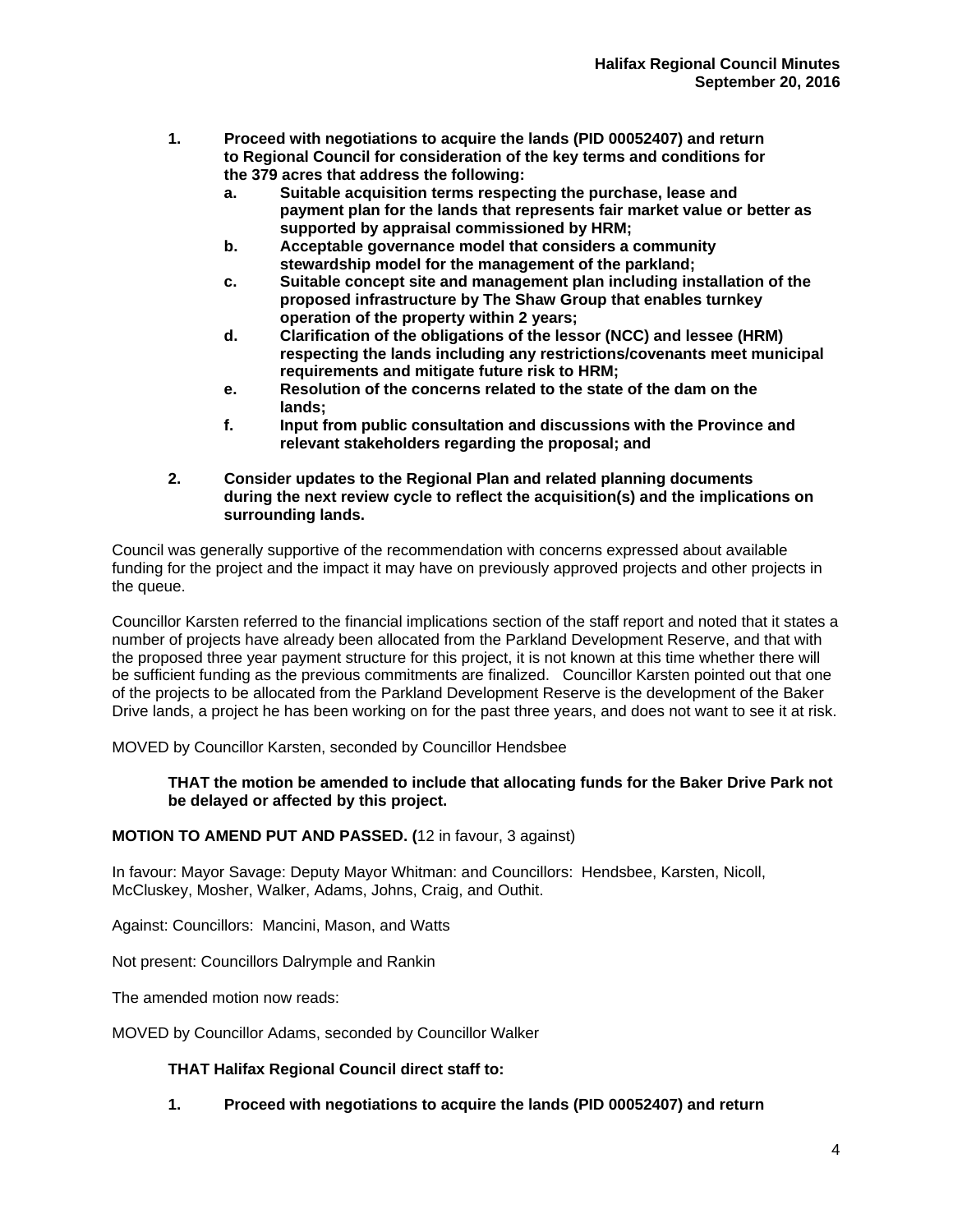**1. Proceed with negotiations to acquire the lands (PID 00052407) and return to Regional Council for consideration of the key terms and conditions for the 379 acres that address the following:**

   **a. Suitable acquisition terms respecting the purchase, lease and payment plan for the lands that represents fair market value or better as supported by appraisal commissioned by HRM;**

   **b. Acceptable governance model that considers a community stewardship model for the management of the parkland;**

   **c. Suitable concept site and management plan including installation of the proposed infrastructure by The Shaw Group that enables turnkey operation of the property within 2 years;**

   **d. Clarification of the obligations of the lessor (NCC) and lessee (HRM) respecting the lands including any restrictions/covenants meet municipal requirements and mitigate future risk to HRM;**

   **e. Resolution of the concerns related to the state of the dam on the lands;**

   **f. Input from public consultation and discussions with the Province and relevant stakeholders regarding the proposal; and**

**2. Consider updates to the Regional Plan and related planning documents during the next review cycle to reflect the acquisition(s) and the implications on surrounding lands.**

Council was generally supportive of the recommendation with concerns expressed about available funding for the project and the impact it may have on previously approved projects and other projects in the queue.

Councillor Karsten referred to the financial implications section of the staff report and noted that it states a number of projects have already been allocated from the Parkland Development Reserve, and that with the proposed three year payment structure for this project, it is not known at this time whether there will be sufficient funding as the previous commitments are finalized. Councillor Karsten pointed out that one of the projects to be allocated from the Parkland Development Reserve is the development of the Baker Drive lands, a project he has been working on for the past three years, and does not want to see it at risk.

MOVED by Councillor Karsten, seconded by Councillor Hendsbee

**THAT the motion be amended to include that allocating funds for the Baker Drive Park not be delayed or affected by this project.**

**MOTION TO AMEND PUT AND PASSED. (**12 in favour, 3 against)

In favour: Mayor Savage: Deputy Mayor Whitman: and Councillors: Hendsbee, Karsten, Nicoll, McCluskey, Mosher, Walker, Adams, Johns, Craig, and Outhit.

Against: Councillors: Mancini, Mason, and Watts

Not present: Councillors Dalrymple and Rankin

The amended motion now reads:

MOVED by Councillor Adams, seconded by Councillor Walker

**THAT Halifax Regional Council direct staff to:**

**1. Proceed with negotiations to acquire the lands (PID 00052407) and return**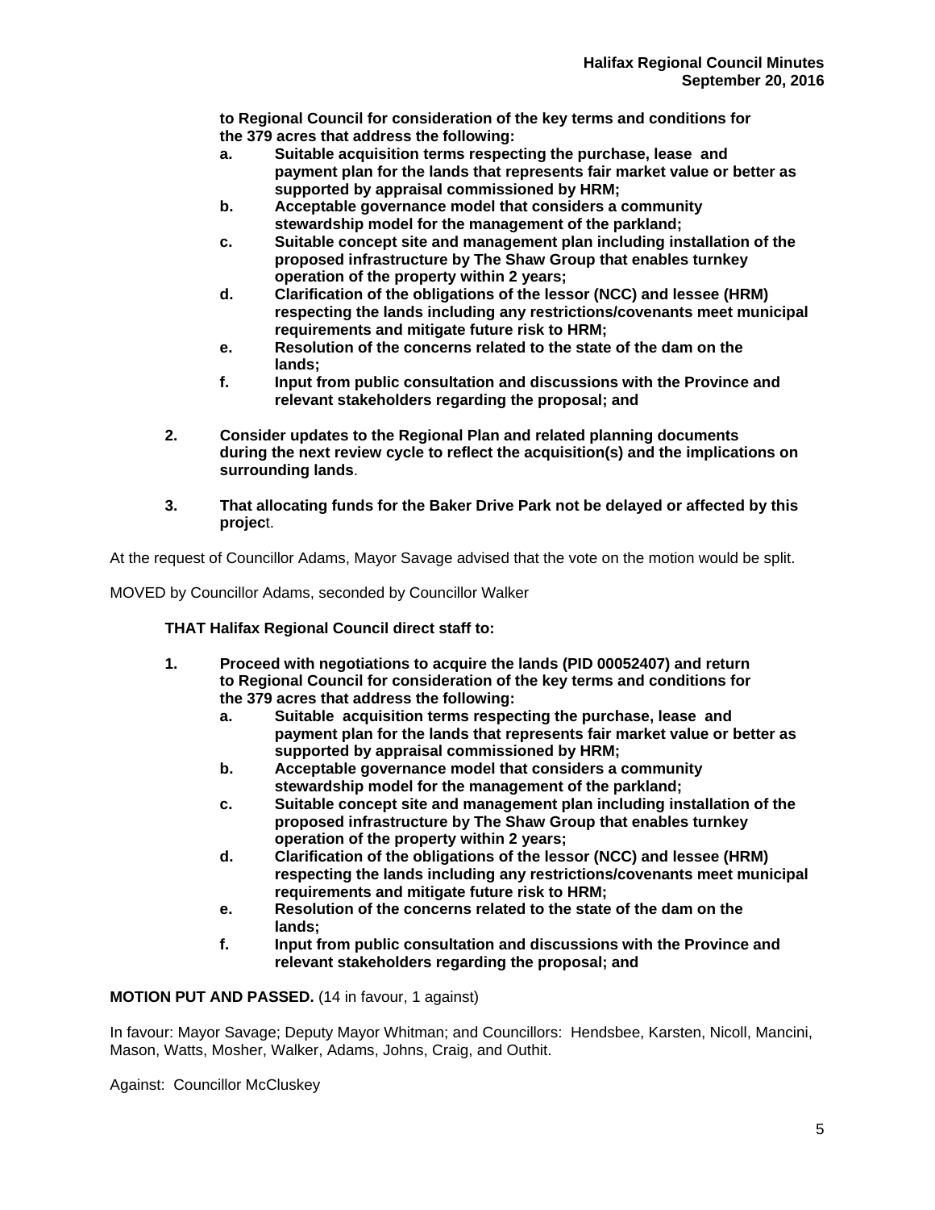**to Regional Council for consideration of the key terms and conditions for the 379 acres that address the following:**

- **a. Suitable acquisition terms respecting the purchase, lease and payment plan for the lands that represents fair market value or better as supported by appraisal commissioned by HRM;**
- **b. Acceptable governance model that considers a community stewardship model for the management of the parkland;**
- **c. Suitable concept site and management plan including installation of the proposed infrastructure by The Shaw Group that enables turnkey operation of the property within 2 years;**
- **d. Clarification of the obligations of the lessor (NCC) and lessee (HRM) respecting the lands including any restrictions/covenants meet municipal requirements and mitigate future risk to HRM;**
- **e. Resolution of the concerns related to the state of the dam on the lands;**
- **f. Input from public consultation and discussions with the Province and relevant stakeholders regarding the proposal; and**

**2. Consider updates to the Regional Plan and related planning documents during the next review cycle to reflect the acquisition(s) and the implications on surrounding lands**.

**3. That allocating funds for the Baker Drive Park not be delayed or affected by this projec**t.

At the request of Councillor Adams, Mayor Savage advised that the vote on the motion would be split.

MOVED by Councillor Adams, seconded by Councillor Walker

**THAT Halifax Regional Council direct staff to:**

**1. Proceed with negotiations to acquire the lands (PID 00052407) and return to Regional Council for consideration of the key terms and conditions for the 379 acres that address the following:**

- **a. Suitable acquisition terms respecting the purchase, lease and payment plan for the lands that represents fair market value or better as supported by appraisal commissioned by HRM;**
- **b. Acceptable governance model that considers a community stewardship model for the management of the parkland;**
- **c. Suitable concept site and management plan including installation of the proposed infrastructure by The Shaw Group that enables turnkey operation of the property within 2 years;**
- **d. Clarification of the obligations of the lessor (NCC) and lessee (HRM) respecting the lands including any restrictions/covenants meet municipal requirements and mitigate future risk to HRM;**
- **e. Resolution of the concerns related to the state of the dam on the lands;**
- **f. Input from public consultation and discussions with the Province and relevant stakeholders regarding the proposal; and**

**MOTION PUT AND PASSED.** (14 in favour, 1 against)

In favour: Mayor Savage; Deputy Mayor Whitman; and Councillors: Hendsbee, Karsten, Nicoll, Mancini, Mason, Watts, Mosher, Walker, Adams, Johns, Craig, and Outhit.

Against: Councillor McCluskey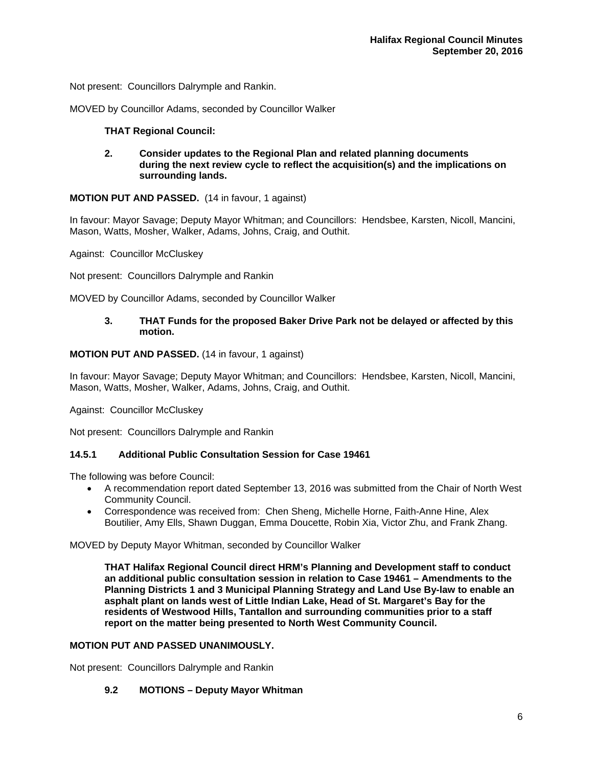Not present: Councillors Dalrymple and Rankin.

MOVED by Councillor Adams, seconded by Councillor Walker

**THAT Regional Council:**

**2. Consider updates to the Regional Plan and related planning documents during the next review cycle to reflect the acquisition(s) and the implications on surrounding lands.**

**MOTION PUT AND PASSED.** (14 in favour, 1 against)

In favour: Mayor Savage; Deputy Mayor Whitman; and Councillors: Hendsbee, Karsten, Nicoll, Mancini, Mason, Watts, Mosher, Walker, Adams, Johns, Craig, and Outhit.

Against: Councillor McCluskey

Not present: Councillors Dalrymple and Rankin

MOVED by Councillor Adams, seconded by Councillor Walker

**3. THAT Funds for the proposed Baker Drive Park not be delayed or affected by this motion.**

**MOTION PUT AND PASSED.** (14 in favour, 1 against)

In favour: Mayor Savage; Deputy Mayor Whitman; and Councillors: Hendsbee, Karsten, Nicoll, Mancini, Mason, Watts, Mosher, Walker, Adams, Johns, Craig, and Outhit.

Against: Councillor McCluskey

Not present: Councillors Dalrymple and Rankin

### 14.5.1 Additional Public Consultation Session for Case 19461

The following was before Council:

- A recommendation report dated September 13, 2016 was submitted from the Chair of North West Community Council.
- Correspondence was received from: Chen Sheng, Michelle Horne, Faith-Anne Hine, Alex Boutilier, Amy Ells, Shawn Duggan, Emma Doucette, Robin Xia, Victor Zhu, and Frank Zhang.

MOVED by Deputy Mayor Whitman, seconded by Councillor Walker

**THAT Halifax Regional Council direct HRM's Planning and Development staff to conduct an additional public consultation session in relation to Case 19461 – Amendments to the Planning Districts 1 and 3 Municipal Planning Strategy and Land Use By-law to enable an asphalt plant on lands west of Little Indian Lake, Head of St. Margaret's Bay for the residents of Westwood Hills, Tantallon and surrounding communities prior to a staff report on the matter being presented to North West Community Council.**

**MOTION PUT AND PASSED UNANIMOUSLY.**

Not present: Councillors Dalrymple and Rankin

### 9.2 MOTIONS – Deputy Mayor Whitman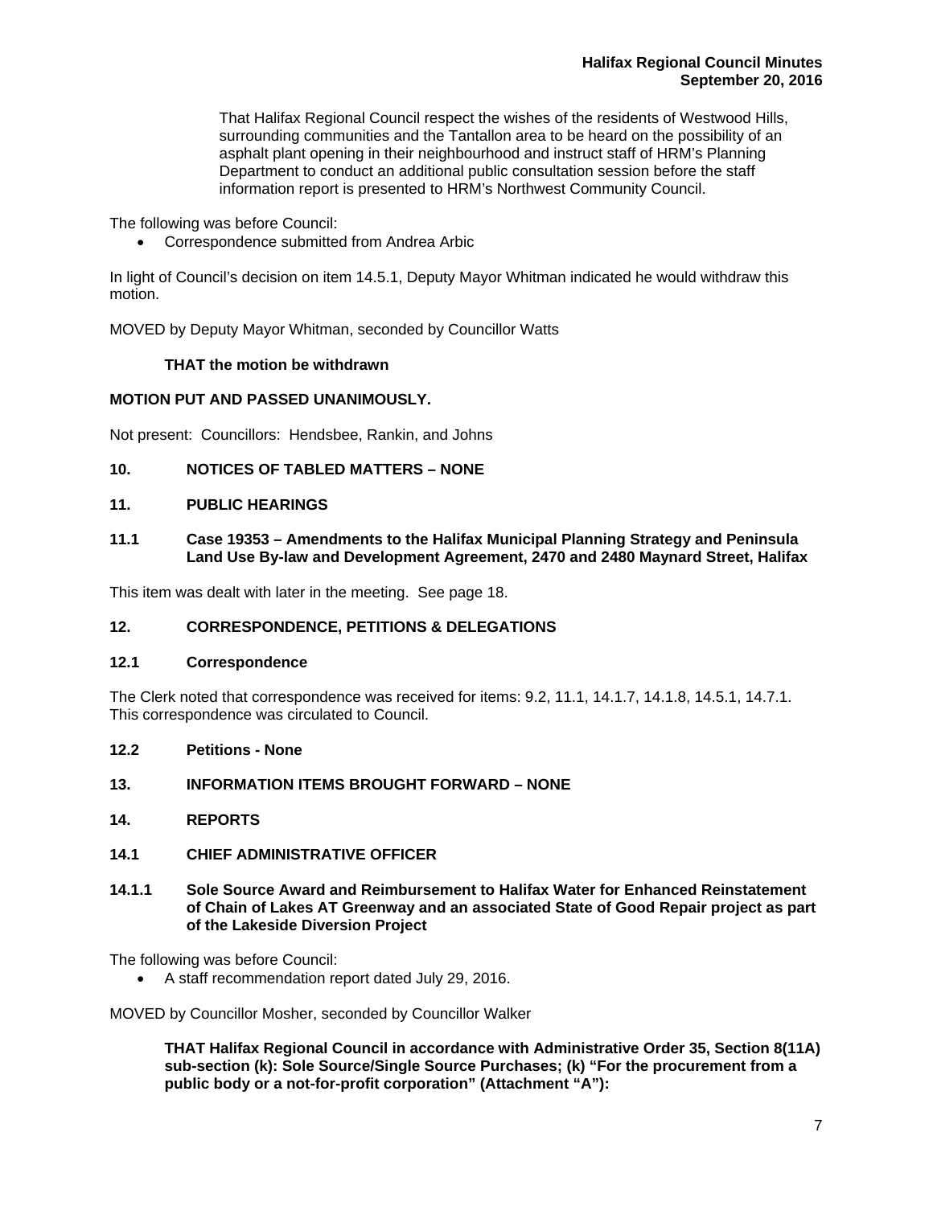That Halifax Regional Council respect the wishes of the residents of Westwood Hills, surrounding communities and the Tantallon area to be heard on the possibility of an asphalt plant opening in their neighbourhood and instruct staff of HRM's Planning Department to conduct an additional public consultation session before the staff information report is presented to HRM's Northwest Community Council.

The following was before Council:

- Correspondence submitted from Andrea Arbic

In light of Council's decision on item 14.5.1, Deputy Mayor Whitman indicated he would withdraw this motion.

MOVED by Deputy Mayor Whitman, seconded by Councillor Watts

**THAT the motion be withdrawn**

**MOTION PUT AND PASSED UNANIMOUSLY.**

Not present: Councillors: Hendsbee, Rankin, and Johns

## 10. NOTICES OF TABLED MATTERS – NONE

## 11. PUBLIC HEARINGS

### 11.1 Case 19353 – Amendments to the Halifax Municipal Planning Strategy and Peninsula Land Use By-law and Development Agreement, 2470 and 2480 Maynard Street, Halifax

This item was dealt with later in the meeting. See page 18.

## 12. CORRESPONDENCE, PETITIONS & DELEGATIONS

### 12.1 Correspondence

The Clerk noted that correspondence was received for items: 9.2, 11.1, 14.1.7, 14.1.8, 14.5.1, 14.7.1. This correspondence was circulated to Council.

### 12.2 Petitions - None

## 13. INFORMATION ITEMS BROUGHT FORWARD – NONE

## 14. REPORTS

### 14.1 CHIEF ADMINISTRATIVE OFFICER

#### 14.1.1 Sole Source Award and Reimbursement to Halifax Water for Enhanced Reinstatement of Chain of Lakes AT Greenway and an associated State of Good Repair project as part of the Lakeside Diversion Project

The following was before Council:

- A staff recommendation report dated July 29, 2016.

MOVED by Councillor Mosher, seconded by Councillor Walker

**THAT Halifax Regional Council in accordance with Administrative Order 35, Section 8(11A) sub-section (k): Sole Source/Single Source Purchases; (k) "For the procurement from a public body or a not-for-profit corporation" (Attachment "A"):**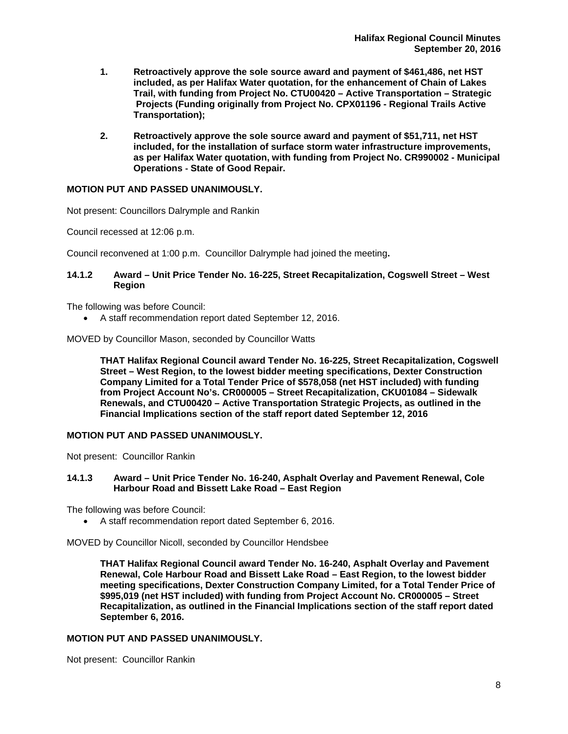1. **Retroactively approve the sole source award and payment of $461,486, net HST included, as per Halifax Water quotation, for the enhancement of Chain of Lakes Trail, with funding from Project No. CTU00420 – Active Transportation – Strategic Projects (Funding originally from Project No. CPX01196 - Regional Trails Active Transportation);**

2. **Retroactively approve the sole source award and payment of $51,711, net HST included, for the installation of surface storm water infrastructure improvements, as per Halifax Water quotation, with funding from Project No. CR990002 - Municipal Operations - State of Good Repair.**

**MOTION PUT AND PASSED UNANIMOUSLY.**

Not present: Councillors Dalrymple and Rankin

Council recessed at 12:06 p.m.

Council reconvened at 1:00 p.m. Councillor Dalrymple had joined the meeting**.**

**14.1.2 Award – Unit Price Tender No. 16-225, Street Recapitalization, Cogswell Street – West Region**

The following was before Council:

- A staff recommendation report dated September 12, 2016.

MOVED by Councillor Mason, seconded by Councillor Watts

**THAT Halifax Regional Council award Tender No. 16-225, Street Recapitalization, Cogswell Street – West Region, to the lowest bidder meeting specifications, Dexter Construction Company Limited for a Total Tender Price of $578,058 (net HST included) with funding from Project Account No's. CR000005 – Street Recapitalization, CKU01084 – Sidewalk Renewals, and CTU00420 – Active Transportation Strategic Projects, as outlined in the Financial Implications section of the staff report dated September 12, 2016**

**MOTION PUT AND PASSED UNANIMOUSLY.**

Not present: Councillor Rankin

**14.1.3 Award – Unit Price Tender No. 16-240, Asphalt Overlay and Pavement Renewal, Cole Harbour Road and Bissett Lake Road – East Region**

The following was before Council:

- A staff recommendation report dated September 6, 2016.

MOVED by Councillor Nicoll, seconded by Councillor Hendsbee

**THAT Halifax Regional Council award Tender No. 16-240, Asphalt Overlay and Pavement Renewal, Cole Harbour Road and Bissett Lake Road – East Region, to the lowest bidder meeting specifications, Dexter Construction Company Limited, for a Total Tender Price of $995,019 (net HST included) with funding from Project Account No. CR000005 – Street Recapitalization, as outlined in the Financial Implications section of the staff report dated September 6, 2016.**

**MOTION PUT AND PASSED UNANIMOUSLY.**

Not present: Councillor Rankin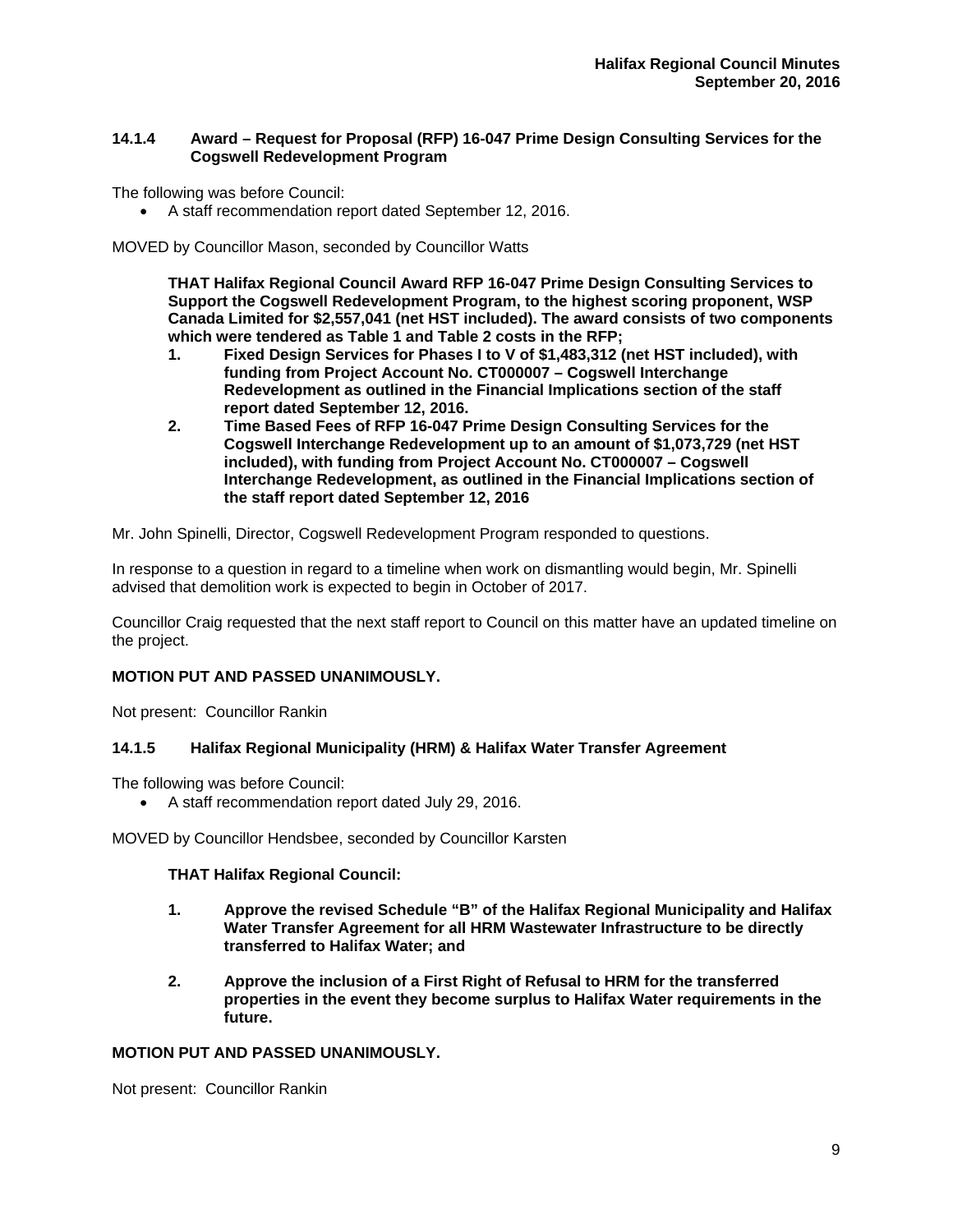### 14.1.4 Award – Request for Proposal (RFP) 16-047 Prime Design Consulting Services for the Cogswell Redevelopment Program

The following was before Council:

- A staff recommendation report dated September 12, 2016.

MOVED by Councillor Mason, seconded by Councillor Watts

**THAT Halifax Regional Council Award RFP 16-047 Prime Design Consulting Services to Support the Cogswell Redevelopment Program, to the highest scoring proponent, WSP Canada Limited for $2,557,041 (net HST included). The award consists of two components which were tendered as Table 1 and Table 2 costs in the RFP;**

1. **Fixed Design Services for Phases I to V of $1,483,312 (net HST included), with funding from Project Account No. CT000007 – Cogswell Interchange Redevelopment as outlined in the Financial Implications section of the staff report dated September 12, 2016.**
2. **Time Based Fees of RFP 16-047 Prime Design Consulting Services for the Cogswell Interchange Redevelopment up to an amount of $1,073,729 (net HST included), with funding from Project Account No. CT000007 – Cogswell Interchange Redevelopment, as outlined in the Financial Implications section of the staff report dated September 12, 2016**

Mr. John Spinelli, Director, Cogswell Redevelopment Program responded to questions.

In response to a question in regard to a timeline when work on dismantling would begin, Mr. Spinelli advised that demolition work is expected to begin in October of 2017.

Councillor Craig requested that the next staff report to Council on this matter have an updated timeline on the project.

**MOTION PUT AND PASSED UNANIMOUSLY.**

Not present: Councillor Rankin

### 14.1.5 Halifax Regional Municipality (HRM) & Halifax Water Transfer Agreement

The following was before Council:

- A staff recommendation report dated July 29, 2016.

MOVED by Councillor Hendsbee, seconded by Councillor Karsten

**THAT Halifax Regional Council:**

1. **Approve the revised Schedule "B" of the Halifax Regional Municipality and Halifax Water Transfer Agreement for all HRM Wastewater Infrastructure to be directly transferred to Halifax Water; and**

2. **Approve the inclusion of a First Right of Refusal to HRM for the transferred properties in the event they become surplus to Halifax Water requirements in the future.**

**MOTION PUT AND PASSED UNANIMOUSLY.**

Not present: Councillor Rankin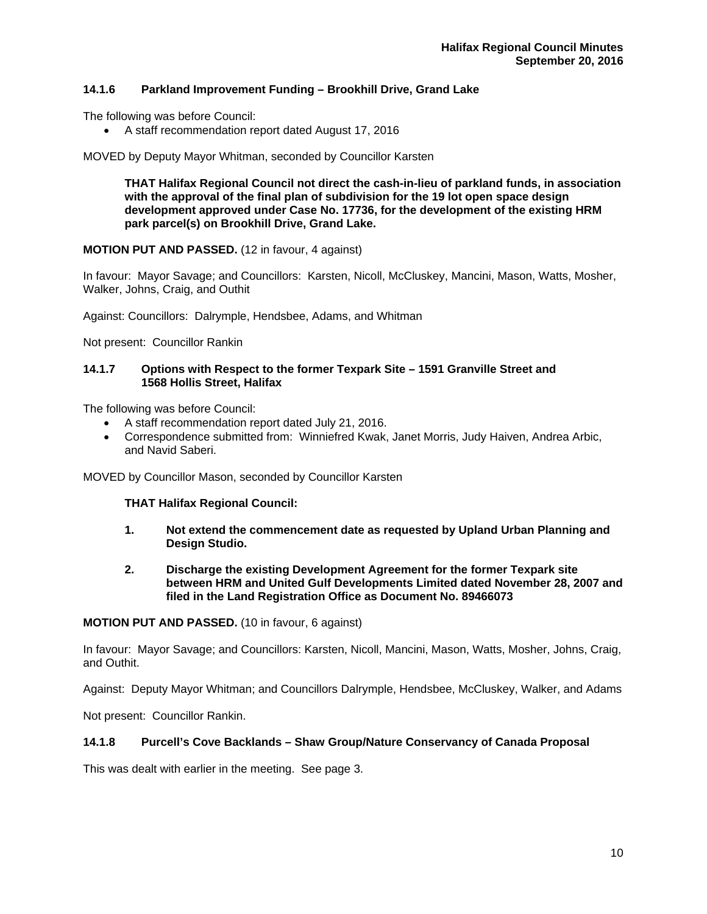### 14.1.6 Parkland Improvement Funding – Brookhill Drive, Grand Lake

The following was before Council:

- A staff recommendation report dated August 17, 2016

MOVED by Deputy Mayor Whitman, seconded by Councillor Karsten

> **THAT Halifax Regional Council not direct the cash-in-lieu of parkland funds, in association with the approval of the final plan of subdivision for the 19 lot open space design development approved under Case No. 17736, for the development of the existing HRM park parcel(s) on Brookhill Drive, Grand Lake.**

**MOTION PUT AND PASSED.** (12 in favour, 4 against)

In favour: Mayor Savage; and Councillors: Karsten, Nicoll, McCluskey, Mancini, Mason, Watts, Mosher, Walker, Johns, Craig, and Outhit

Against: Councillors: Dalrymple, Hendsbee, Adams, and Whitman

Not present: Councillor Rankin

### 14.1.7 Options with Respect to the former Texpark Site – 1591 Granville Street and 1568 Hollis Street, Halifax

The following was before Council:

- A staff recommendation report dated July 21, 2016.
- Correspondence submitted from: Winniefred Kwak, Janet Morris, Judy Haiven, Andrea Arbic, and Navid Saberi.

MOVED by Councillor Mason, seconded by Councillor Karsten

> **THAT Halifax Regional Council:**
>
> **1. Not extend the commencement date as requested by Upland Urban Planning and Design Studio.**
>
> **2. Discharge the existing Development Agreement for the former Texpark site between HRM and United Gulf Developments Limited dated November 28, 2007 and filed in the Land Registration Office as Document No. 89466073**

**MOTION PUT AND PASSED.** (10 in favour, 6 against)

In favour: Mayor Savage; and Councillors: Karsten, Nicoll, Mancini, Mason, Watts, Mosher, Johns, Craig, and Outhit.

Against: Deputy Mayor Whitman; and Councillors Dalrymple, Hendsbee, McCluskey, Walker, and Adams

Not present: Councillor Rankin.

### 14.1.8 Purcell's Cove Backlands – Shaw Group/Nature Conservancy of Canada Proposal

This was dealt with earlier in the meeting. See page 3.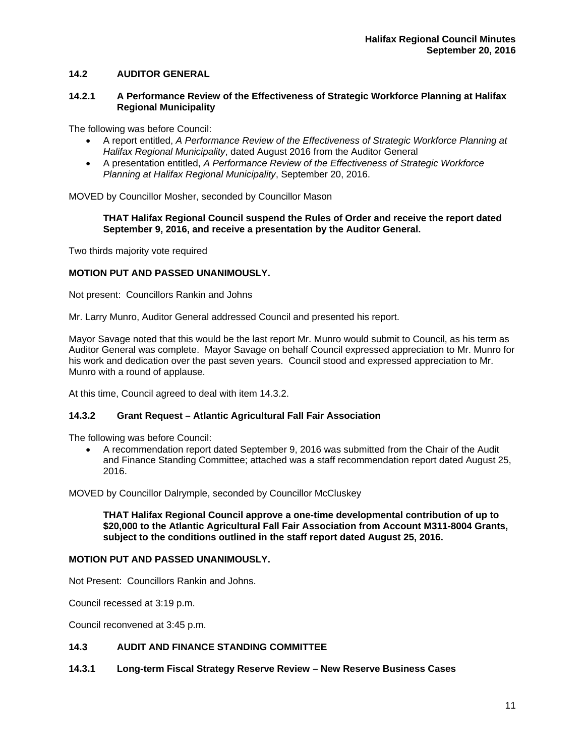### 14.2 AUDITOR GENERAL

#### 14.2.1 A Performance Review of the Effectiveness of Strategic Workforce Planning at Halifax Regional Municipality

The following was before Council:

- A report entitled, *A Performance Review of the Effectiveness of Strategic Workforce Planning at Halifax Regional Municipality*, dated August 2016 from the Auditor General
- A presentation entitled, *A Performance Review of the Effectiveness of Strategic Workforce Planning at Halifax Regional Municipality*, September 20, 2016.

MOVED by Councillor Mosher, seconded by Councillor Mason

> **THAT Halifax Regional Council suspend the Rules of Order and receive the report dated September 9, 2016, and receive a presentation by the Auditor General.**

Two thirds majority vote required

**MOTION PUT AND PASSED UNANIMOUSLY.**

Not present: Councillors Rankin and Johns

Mr. Larry Munro, Auditor General addressed Council and presented his report.

Mayor Savage noted that this would be the last report Mr. Munro would submit to Council, as his term as Auditor General was complete. Mayor Savage on behalf Council expressed appreciation to Mr. Munro for his work and dedication over the past seven years. Council stood and expressed appreciation to Mr. Munro with a round of applause.

At this time, Council agreed to deal with item 14.3.2.

#### 14.3.2 Grant Request – Atlantic Agricultural Fall Fair Association

The following was before Council:

- A recommendation report dated September 9, 2016 was submitted from the Chair of the Audit and Finance Standing Committee; attached was a staff recommendation report dated August 25, 2016.

MOVED by Councillor Dalrymple, seconded by Councillor McCluskey

> **THAT Halifax Regional Council approve a one-time developmental contribution of up to $20,000 to the Atlantic Agricultural Fall Fair Association from Account M311-8004 Grants, subject to the conditions outlined in the staff report dated August 25, 2016.**

**MOTION PUT AND PASSED UNANIMOUSLY.**

Not Present: Councillors Rankin and Johns.

Council recessed at 3:19 p.m.

Council reconvened at 3:45 p.m.

### 14.3 AUDIT AND FINANCE STANDING COMMITTEE

#### 14.3.1 Long-term Fiscal Strategy Reserve Review – New Reserve Business Cases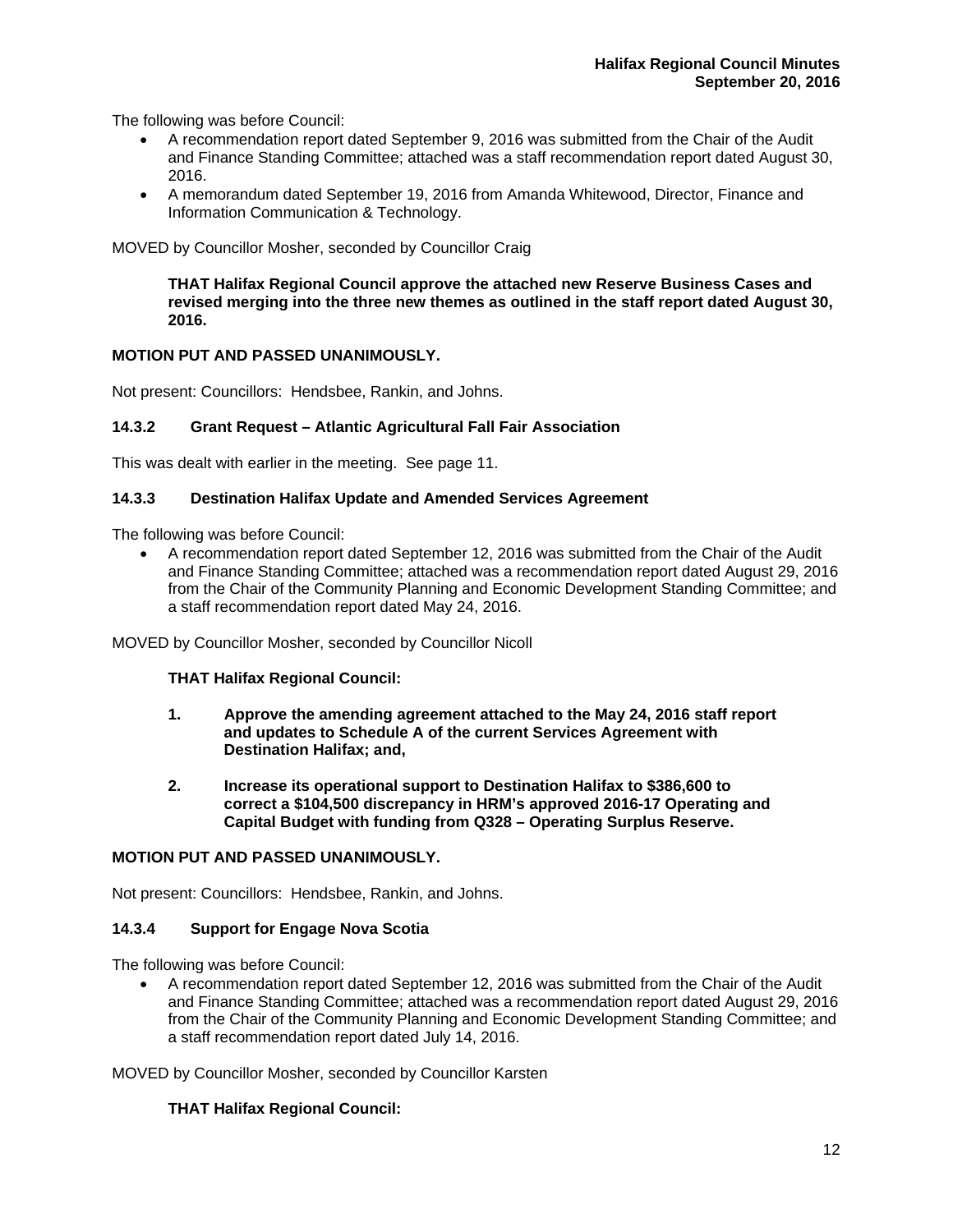The following was before Council:

- A recommendation report dated September 9, 2016 was submitted from the Chair of the Audit and Finance Standing Committee; attached was a staff recommendation report dated August 30, 2016.
- A memorandum dated September 19, 2016 from Amanda Whitewood, Director, Finance and Information Communication & Technology.

MOVED by Councillor Mosher, seconded by Councillor Craig

> **THAT Halifax Regional Council approve the attached new Reserve Business Cases and revised merging into the three new themes as outlined in the staff report dated August 30, 2016.**

**MOTION PUT AND PASSED UNANIMOUSLY.**

Not present: Councillors: Hendsbee, Rankin, and Johns.

### 14.3.2 Grant Request – Atlantic Agricultural Fall Fair Association

This was dealt with earlier in the meeting. See page 11.

### 14.3.3 Destination Halifax Update and Amended Services Agreement

The following was before Council:

- A recommendation report dated September 12, 2016 was submitted from the Chair of the Audit and Finance Standing Committee; attached was a recommendation report dated August 29, 2016 from the Chair of the Community Planning and Economic Development Standing Committee; and a staff recommendation report dated May 24, 2016.

MOVED by Councillor Mosher, seconded by Councillor Nicoll

> **THAT Halifax Regional Council:**
>
> **1. Approve the amending agreement attached to the May 24, 2016 staff report and updates to Schedule A of the current Services Agreement with Destination Halifax; and,**
>
> **2. Increase its operational support to Destination Halifax to $386,600 to correct a $104,500 discrepancy in HRM's approved 2016-17 Operating and Capital Budget with funding from Q328 – Operating Surplus Reserve.**

**MOTION PUT AND PASSED UNANIMOUSLY.**

Not present: Councillors: Hendsbee, Rankin, and Johns.

### 14.3.4 Support for Engage Nova Scotia

The following was before Council:

- A recommendation report dated September 12, 2016 was submitted from the Chair of the Audit and Finance Standing Committee; attached was a recommendation report dated August 29, 2016 from the Chair of the Community Planning and Economic Development Standing Committee; and a staff recommendation report dated July 14, 2016.

MOVED by Councillor Mosher, seconded by Councillor Karsten

> **THAT Halifax Regional Council:**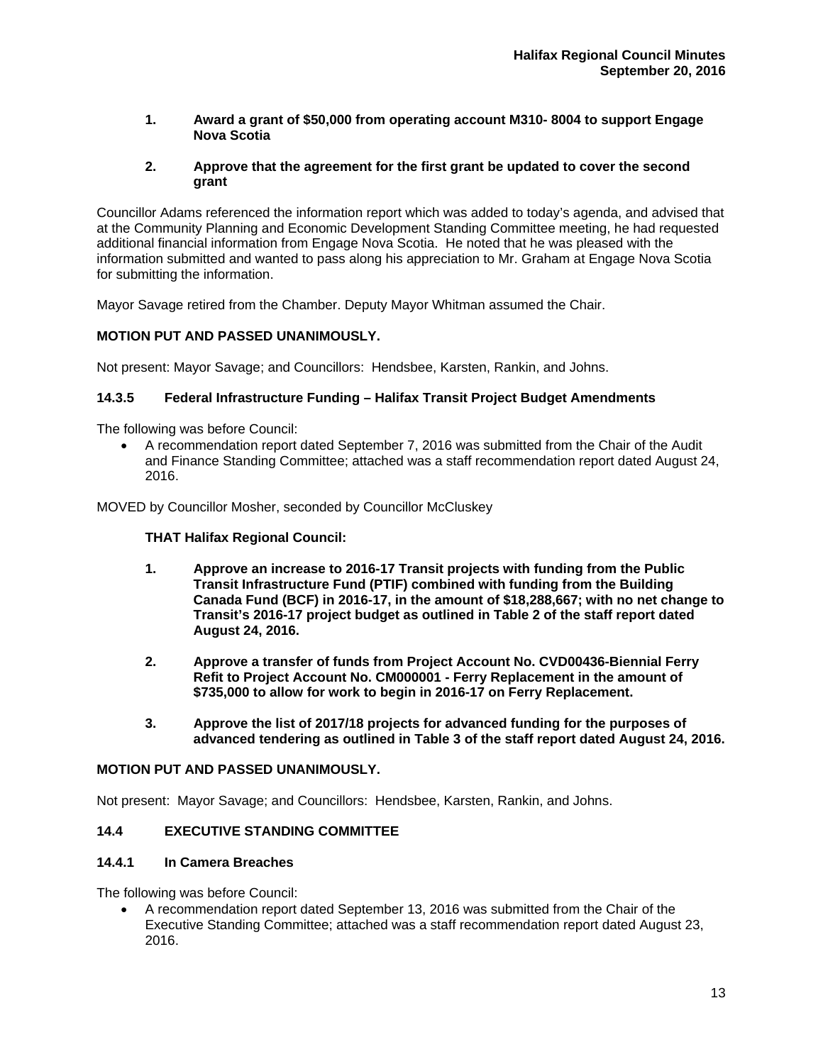1. **Award a grant of $50,000 from operating account M310- 8004 to support Engage Nova Scotia**

2. **Approve that the agreement for the first grant be updated to cover the second grant**

Councillor Adams referenced the information report which was added to today's agenda, and advised that at the Community Planning and Economic Development Standing Committee meeting, he had requested additional financial information from Engage Nova Scotia. He noted that he was pleased with the information submitted and wanted to pass along his appreciation to Mr. Graham at Engage Nova Scotia for submitting the information.

Mayor Savage retired from the Chamber. Deputy Mayor Whitman assumed the Chair.

**MOTION PUT AND PASSED UNANIMOUSLY.**

Not present: Mayor Savage; and Councillors: Hendsbee, Karsten, Rankin, and Johns.

### 14.3.5 Federal Infrastructure Funding – Halifax Transit Project Budget Amendments

The following was before Council:

- A recommendation report dated September 7, 2016 was submitted from the Chair of the Audit and Finance Standing Committee; attached was a staff recommendation report dated August 24, 2016.

MOVED by Councillor Mosher, seconded by Councillor McCluskey

**THAT Halifax Regional Council:**

1. **Approve an increase to 2016-17 Transit projects with funding from the Public Transit Infrastructure Fund (PTIF) combined with funding from the Building Canada Fund (BCF) in 2016-17, in the amount of $18,288,667; with no net change to Transit's 2016-17 project budget as outlined in Table 2 of the staff report dated August 24, 2016.**

2. **Approve a transfer of funds from Project Account No. CVD00436-Biennial Ferry Refit to Project Account No. CM000001 - Ferry Replacement in the amount of $735,000 to allow for work to begin in 2016-17 on Ferry Replacement.**

3. **Approve the list of 2017/18 projects for advanced funding for the purposes of advanced tendering as outlined in Table 3 of the staff report dated August 24, 2016.**

**MOTION PUT AND PASSED UNANIMOUSLY.**

Not present: Mayor Savage; and Councillors: Hendsbee, Karsten, Rankin, and Johns.

### 14.4 EXECUTIVE STANDING COMMITTEE

### 14.4.1 In Camera Breaches

The following was before Council:

- A recommendation report dated September 13, 2016 was submitted from the Chair of the Executive Standing Committee; attached was a staff recommendation report dated August 23, 2016.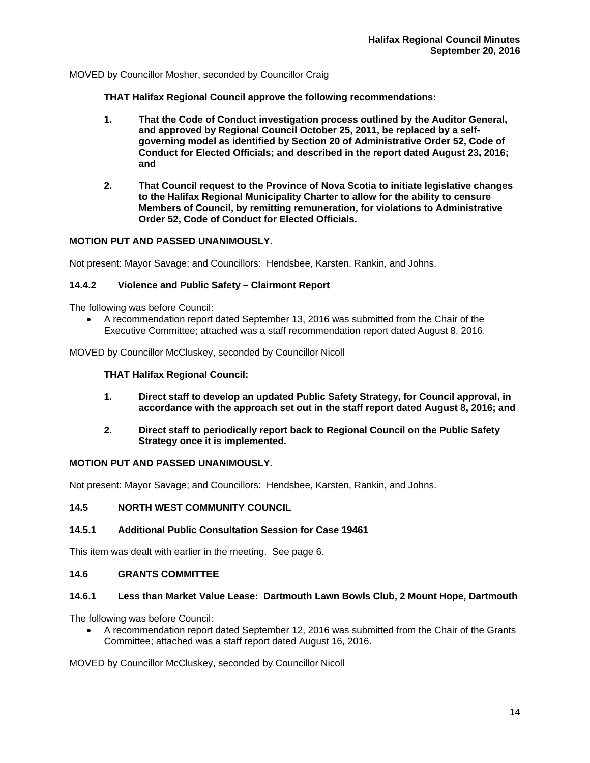MOVED by Councillor Mosher, seconded by Councillor Craig

**THAT Halifax Regional Council approve the following recommendations:**

1. **That the Code of Conduct investigation process outlined by the Auditor General, and approved by Regional Council October 25, 2011, be replaced by a self-governing model as identified by Section 20 of Administrative Order 52, Code of Conduct for Elected Officials; and described in the report dated August 23, 2016; and**

2. **That Council request to the Province of Nova Scotia to initiate legislative changes to the Halifax Regional Municipality Charter to allow for the ability to censure Members of Council, by remitting remuneration, for violations to Administrative Order 52, Code of Conduct for Elected Officials.**

**MOTION PUT AND PASSED UNANIMOUSLY.**

Not present: Mayor Savage; and Councillors: Hendsbee, Karsten, Rankin, and Johns.

### 14.4.2 Violence and Public Safety – Clairmont Report

The following was before Council:

- A recommendation report dated September 13, 2016 was submitted from the Chair of the Executive Committee; attached was a staff recommendation report dated August 8, 2016.

MOVED by Councillor McCluskey, seconded by Councillor Nicoll

**THAT Halifax Regional Council:**

1. **Direct staff to develop an updated Public Safety Strategy, for Council approval, in accordance with the approach set out in the staff report dated August 8, 2016; and**

2. **Direct staff to periodically report back to Regional Council on the Public Safety Strategy once it is implemented.**

**MOTION PUT AND PASSED UNANIMOUSLY.**

Not present: Mayor Savage; and Councillors: Hendsbee, Karsten, Rankin, and Johns.

## 14.5 NORTH WEST COMMUNITY COUNCIL

### 14.5.1 Additional Public Consultation Session for Case 19461

This item was dealt with earlier in the meeting. See page 6.

## 14.6 GRANTS COMMITTEE

### 14.6.1 Less than Market Value Lease: Dartmouth Lawn Bowls Club, 2 Mount Hope, Dartmouth

The following was before Council:

- A recommendation report dated September 12, 2016 was submitted from the Chair of the Grants Committee; attached was a staff report dated August 16, 2016.

MOVED by Councillor McCluskey, seconded by Councillor Nicoll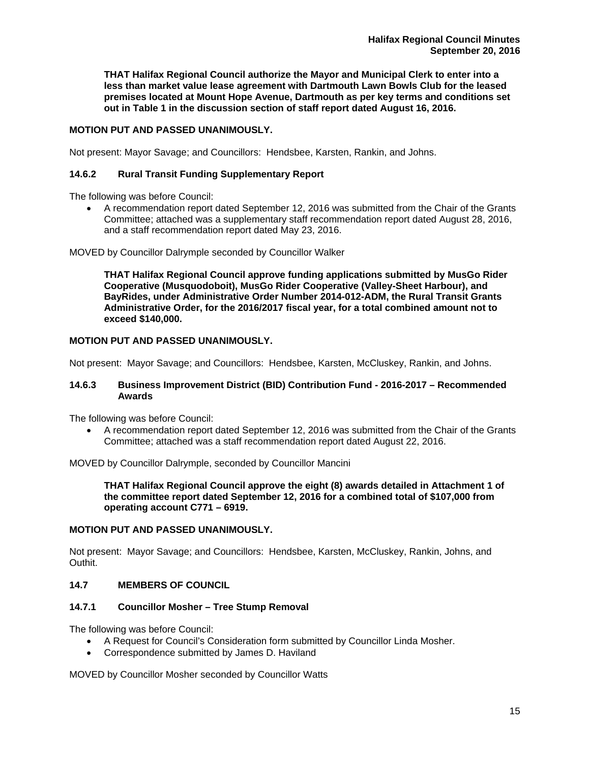**THAT Halifax Regional Council authorize the Mayor and Municipal Clerk to enter into a less than market value lease agreement with Dartmouth Lawn Bowls Club for the leased premises located at Mount Hope Avenue, Dartmouth as per key terms and conditions set out in Table 1 in the discussion section of staff report dated August 16, 2016.**

**MOTION PUT AND PASSED UNANIMOUSLY.**

Not present: Mayor Savage; and Councillors: Hendsbee, Karsten, Rankin, and Johns.

### 14.6.2 Rural Transit Funding Supplementary Report

The following was before Council:

- A recommendation report dated September 12, 2016 was submitted from the Chair of the Grants Committee; attached was a supplementary staff recommendation report dated August 28, 2016, and a staff recommendation report dated May 23, 2016.

MOVED by Councillor Dalrymple seconded by Councillor Walker

**THAT Halifax Regional Council approve funding applications submitted by MusGo Rider Cooperative (Musquodoboit), MusGo Rider Cooperative (Valley-Sheet Harbour), and BayRides, under Administrative Order Number 2014-012-ADM, the Rural Transit Grants Administrative Order, for the 2016/2017 fiscal year, for a total combined amount not to exceed $140,000.**

**MOTION PUT AND PASSED UNANIMOUSLY.**

Not present: Mayor Savage; and Councillors: Hendsbee, Karsten, McCluskey, Rankin, and Johns.

### 14.6.3 Business Improvement District (BID) Contribution Fund - 2016-2017 – Recommended Awards

The following was before Council:

- A recommendation report dated September 12, 2016 was submitted from the Chair of the Grants Committee; attached was a staff recommendation report dated August 22, 2016.

MOVED by Councillor Dalrymple, seconded by Councillor Mancini

**THAT Halifax Regional Council approve the eight (8) awards detailed in Attachment 1 of the committee report dated September 12, 2016 for a combined total of $107,000 from operating account C771 – 6919.**

**MOTION PUT AND PASSED UNANIMOUSLY.**

Not present: Mayor Savage; and Councillors: Hendsbee, Karsten, McCluskey, Rankin, Johns, and Outhit.

## 14.7 MEMBERS OF COUNCIL

### 14.7.1 Councillor Mosher – Tree Stump Removal

The following was before Council:

- A Request for Council's Consideration form submitted by Councillor Linda Mosher.
- Correspondence submitted by James D. Haviland

MOVED by Councillor Mosher seconded by Councillor Watts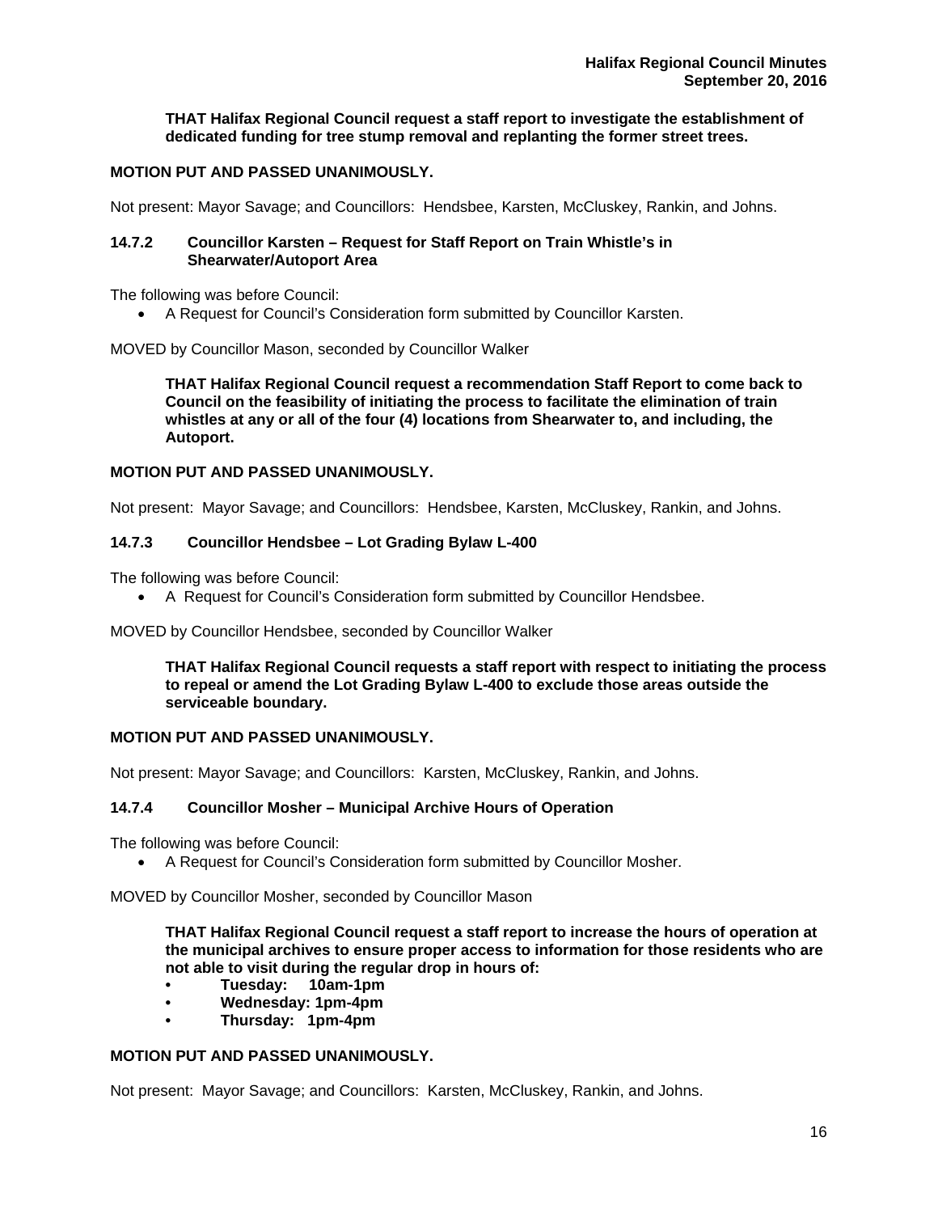**THAT Halifax Regional Council request a staff report to investigate the establishment of dedicated funding for tree stump removal and replanting the former street trees.**

**MOTION PUT AND PASSED UNANIMOUSLY.**

Not present: Mayor Savage; and Councillors: Hendsbee, Karsten, McCluskey, Rankin, and Johns.

### 14.7.2 Councillor Karsten – Request for Staff Report on Train Whistle's in Shearwater/Autoport Area

The following was before Council:

- A Request for Council's Consideration form submitted by Councillor Karsten.

MOVED by Councillor Mason, seconded by Councillor Walker

**THAT Halifax Regional Council request a recommendation Staff Report to come back to Council on the feasibility of initiating the process to facilitate the elimination of train whistles at any or all of the four (4) locations from Shearwater to, and including, the Autoport.**

**MOTION PUT AND PASSED UNANIMOUSLY.**

Not present: Mayor Savage; and Councillors: Hendsbee, Karsten, McCluskey, Rankin, and Johns.

### 14.7.3 Councillor Hendsbee – Lot Grading Bylaw L-400

The following was before Council:

- A Request for Council's Consideration form submitted by Councillor Hendsbee.

MOVED by Councillor Hendsbee, seconded by Councillor Walker

**THAT Halifax Regional Council requests a staff report with respect to initiating the process to repeal or amend the Lot Grading Bylaw L-400 to exclude those areas outside the serviceable boundary.**

**MOTION PUT AND PASSED UNANIMOUSLY.**

Not present: Mayor Savage; and Councillors: Karsten, McCluskey, Rankin, and Johns.

### 14.7.4 Councillor Mosher – Municipal Archive Hours of Operation

The following was before Council:

- A Request for Council's Consideration form submitted by Councillor Mosher.

MOVED by Councillor Mosher, seconded by Councillor Mason

**THAT Halifax Regional Council request a staff report to increase the hours of operation at the municipal archives to ensure proper access to information for those residents who are not able to visit during the regular drop in hours of:**

- **Tuesday: 10am-1pm**
- **Wednesday: 1pm-4pm**
- **Thursday: 1pm-4pm**

**MOTION PUT AND PASSED UNANIMOUSLY.**

Not present: Mayor Savage; and Councillors: Karsten, McCluskey, Rankin, and Johns.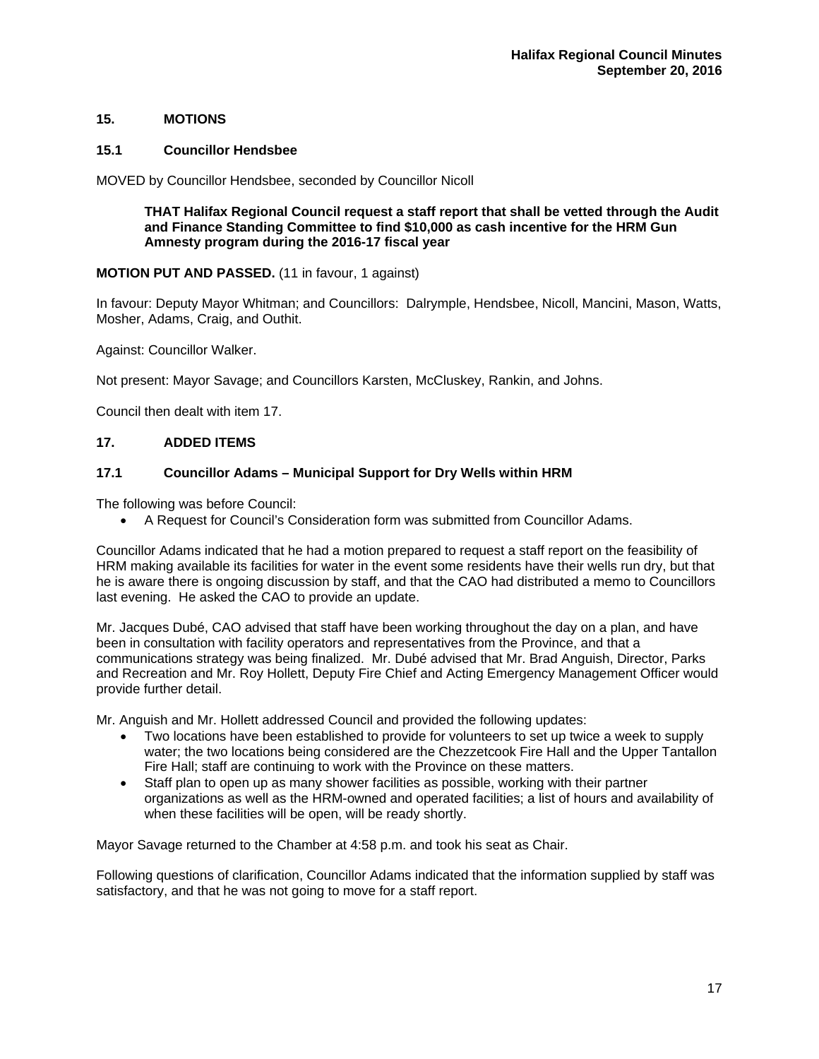## 15. MOTIONS

### 15.1 Councillor Hendsbee

MOVED by Councillor Hendsbee, seconded by Councillor Nicoll

> **THAT Halifax Regional Council request a staff report that shall be vetted through the Audit and Finance Standing Committee to find $10,000 as cash incentive for the HRM Gun Amnesty program during the 2016-17 fiscal year**

**MOTION PUT AND PASSED.** (11 in favour, 1 against)

In favour: Deputy Mayor Whitman; and Councillors: Dalrymple, Hendsbee, Nicoll, Mancini, Mason, Watts, Mosher, Adams, Craig, and Outhit.

Against: Councillor Walker.

Not present: Mayor Savage; and Councillors Karsten, McCluskey, Rankin, and Johns.

Council then dealt with item 17.

## 17. ADDED ITEMS

### 17.1 Councillor Adams – Municipal Support for Dry Wells within HRM

The following was before Council:

- A Request for Council's Consideration form was submitted from Councillor Adams.

Councillor Adams indicated that he had a motion prepared to request a staff report on the feasibility of HRM making available its facilities for water in the event some residents have their wells run dry, but that he is aware there is ongoing discussion by staff, and that the CAO had distributed a memo to Councillors last evening. He asked the CAO to provide an update.

Mr. Jacques Dubé, CAO advised that staff have been working throughout the day on a plan, and have been in consultation with facility operators and representatives from the Province, and that a communications strategy was being finalized. Mr. Dubé advised that Mr. Brad Anguish, Director, Parks and Recreation and Mr. Roy Hollett, Deputy Fire Chief and Acting Emergency Management Officer would provide further detail.

Mr. Anguish and Mr. Hollett addressed Council and provided the following updates:

- Two locations have been established to provide for volunteers to set up twice a week to supply water; the two locations being considered are the Chezzetcook Fire Hall and the Upper Tantallon Fire Hall; staff are continuing to work with the Province on these matters.
- Staff plan to open up as many shower facilities as possible, working with their partner organizations as well as the HRM-owned and operated facilities; a list of hours and availability of when these facilities will be open, will be ready shortly.

Mayor Savage returned to the Chamber at 4:58 p.m. and took his seat as Chair.

Following questions of clarification, Councillor Adams indicated that the information supplied by staff was satisfactory, and that he was not going to move for a staff report.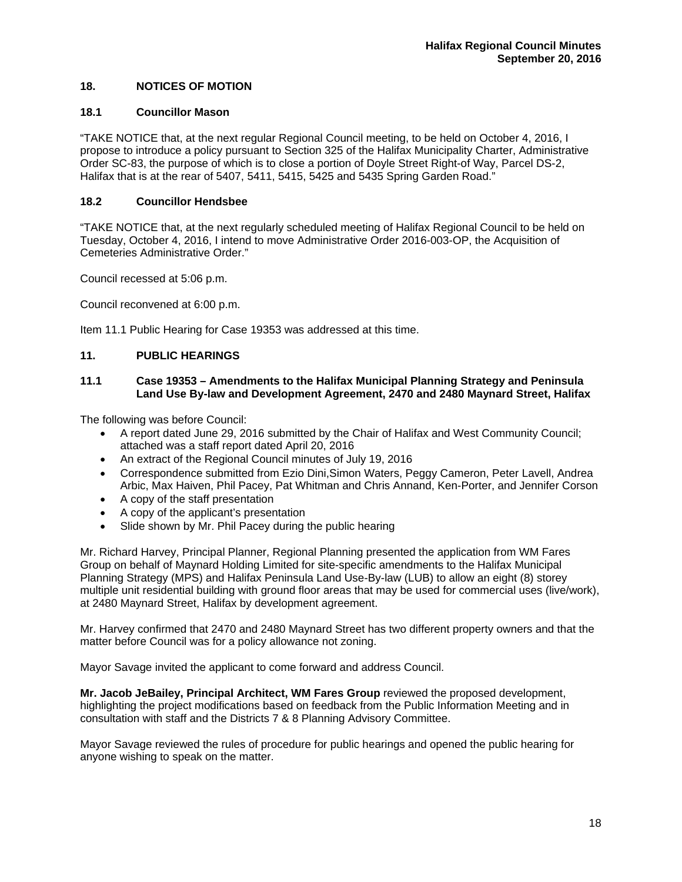## 18. NOTICES OF MOTION

### 18.1 Councillor Mason

"TAKE NOTICE that, at the next regular Regional Council meeting, to be held on October 4, 2016, I propose to introduce a policy pursuant to Section 325 of the Halifax Municipality Charter, Administrative Order SC-83, the purpose of which is to close a portion of Doyle Street Right-of Way, Parcel DS-2, Halifax that is at the rear of 5407, 5411, 5415, 5425 and 5435 Spring Garden Road."

### 18.2 Councillor Hendsbee

"TAKE NOTICE that, at the next regularly scheduled meeting of Halifax Regional Council to be held on Tuesday, October 4, 2016, I intend to move Administrative Order 2016-003-OP, the Acquisition of Cemeteries Administrative Order."

Council recessed at 5:06 p.m.

Council reconvened at 6:00 p.m.

Item 11.1 Public Hearing for Case 19353 was addressed at this time.

## 11. PUBLIC HEARINGS

### 11.1 Case 19353 – Amendments to the Halifax Municipal Planning Strategy and Peninsula Land Use By-law and Development Agreement, 2470 and 2480 Maynard Street, Halifax

The following was before Council:

- A report dated June 29, 2016 submitted by the Chair of Halifax and West Community Council; attached was a staff report dated April 20, 2016
- An extract of the Regional Council minutes of July 19, 2016
- Correspondence submitted from Ezio Dini,Simon Waters, Peggy Cameron, Peter Lavell, Andrea Arbic, Max Haiven, Phil Pacey, Pat Whitman and Chris Annand, Ken-Porter, and Jennifer Corson
- A copy of the staff presentation
- A copy of the applicant's presentation
- Slide shown by Mr. Phil Pacey during the public hearing

Mr. Richard Harvey, Principal Planner, Regional Planning presented the application from WM Fares Group on behalf of Maynard Holding Limited for site-specific amendments to the Halifax Municipal Planning Strategy (MPS) and Halifax Peninsula Land Use-By-law (LUB) to allow an eight (8) storey multiple unit residential building with ground floor areas that may be used for commercial uses (live/work), at 2480 Maynard Street, Halifax by development agreement.

Mr. Harvey confirmed that 2470 and 2480 Maynard Street has two different property owners and that the matter before Council was for a policy allowance not zoning.

Mayor Savage invited the applicant to come forward and address Council.

**Mr. Jacob JeBailey, Principal Architect, WM Fares Group** reviewed the proposed development, highlighting the project modifications based on feedback from the Public Information Meeting and in consultation with staff and the Districts 7 & 8 Planning Advisory Committee.

Mayor Savage reviewed the rules of procedure for public hearings and opened the public hearing for anyone wishing to speak on the matter.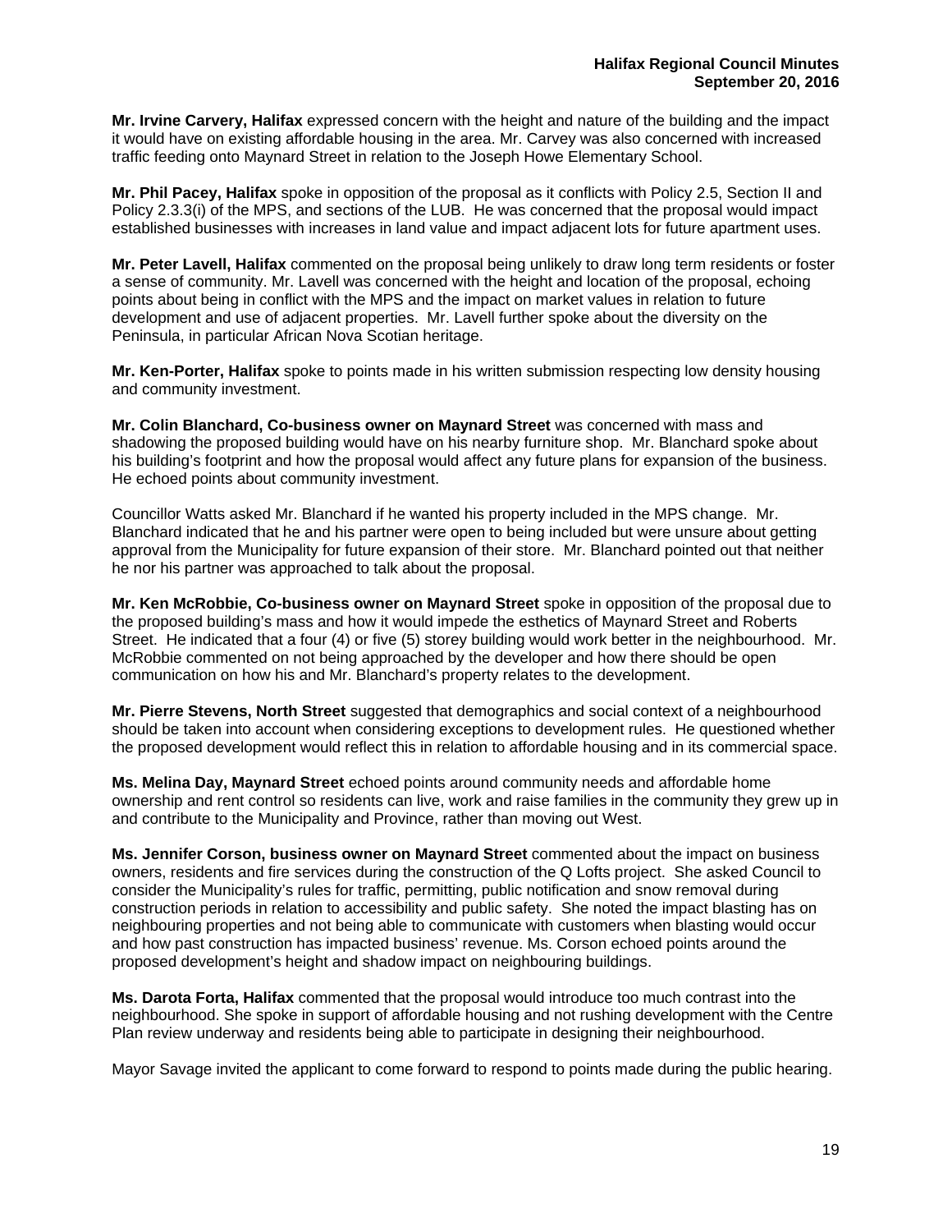**Mr. Irvine Carvery, Halifax** expressed concern with the height and nature of the building and the impact it would have on existing affordable housing in the area. Mr. Carvey was also concerned with increased traffic feeding onto Maynard Street in relation to the Joseph Howe Elementary School.

**Mr. Phil Pacey, Halifax** spoke in opposition of the proposal as it conflicts with Policy 2.5, Section II and Policy 2.3.3(i) of the MPS, and sections of the LUB. He was concerned that the proposal would impact established businesses with increases in land value and impact adjacent lots for future apartment uses.

**Mr. Peter Lavell, Halifax** commented on the proposal being unlikely to draw long term residents or foster a sense of community. Mr. Lavell was concerned with the height and location of the proposal, echoing points about being in conflict with the MPS and the impact on market values in relation to future development and use of adjacent properties. Mr. Lavell further spoke about the diversity on the Peninsula, in particular African Nova Scotian heritage.

**Mr. Ken-Porter, Halifax** spoke to points made in his written submission respecting low density housing and community investment.

**Mr. Colin Blanchard, Co-business owner on Maynard Street** was concerned with mass and shadowing the proposed building would have on his nearby furniture shop. Mr. Blanchard spoke about his building's footprint and how the proposal would affect any future plans for expansion of the business. He echoed points about community investment.

Councillor Watts asked Mr. Blanchard if he wanted his property included in the MPS change. Mr. Blanchard indicated that he and his partner were open to being included but were unsure about getting approval from the Municipality for future expansion of their store. Mr. Blanchard pointed out that neither he nor his partner was approached to talk about the proposal.

**Mr. Ken McRobbie, Co-business owner on Maynard Street** spoke in opposition of the proposal due to the proposed building's mass and how it would impede the esthetics of Maynard Street and Roberts Street. He indicated that a four (4) or five (5) storey building would work better in the neighbourhood. Mr. McRobbie commented on not being approached by the developer and how there should be open communication on how his and Mr. Blanchard's property relates to the development.

**Mr. Pierre Stevens, North Street** suggested that demographics and social context of a neighbourhood should be taken into account when considering exceptions to development rules. He questioned whether the proposed development would reflect this in relation to affordable housing and in its commercial space.

**Ms. Melina Day, Maynard Street** echoed points around community needs and affordable home ownership and rent control so residents can live, work and raise families in the community they grew up in and contribute to the Municipality and Province, rather than moving out West.

**Ms. Jennifer Corson, business owner on Maynard Street** commented about the impact on business owners, residents and fire services during the construction of the Q Lofts project. She asked Council to consider the Municipality's rules for traffic, permitting, public notification and snow removal during construction periods in relation to accessibility and public safety. She noted the impact blasting has on neighbouring properties and not being able to communicate with customers when blasting would occur and how past construction has impacted business' revenue. Ms. Corson echoed points around the proposed development's height and shadow impact on neighbouring buildings.

**Ms. Darota Forta, Halifax** commented that the proposal would introduce too much contrast into the neighbourhood. She spoke in support of affordable housing and not rushing development with the Centre Plan review underway and residents being able to participate in designing their neighbourhood.

Mayor Savage invited the applicant to come forward to respond to points made during the public hearing.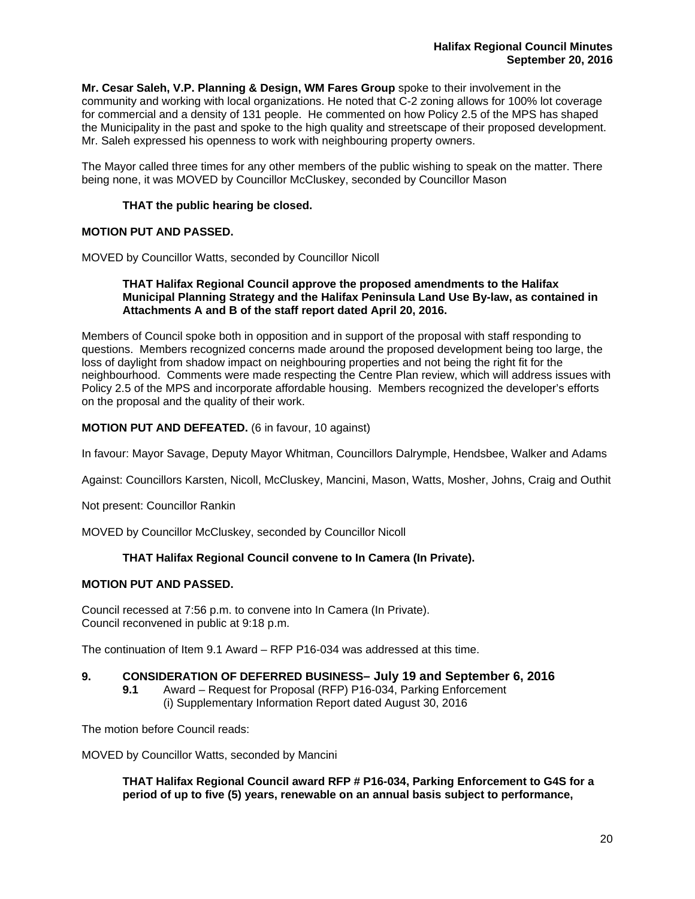**Mr. Cesar Saleh, V.P. Planning & Design, WM Fares Group** spoke to their involvement in the community and working with local organizations. He noted that C-2 zoning allows for 100% lot coverage for commercial and a density of 131 people. He commented on how Policy 2.5 of the MPS has shaped the Municipality in the past and spoke to the high quality and streetscape of their proposed development. Mr. Saleh expressed his openness to work with neighbouring property owners.

The Mayor called three times for any other members of the public wishing to speak on the matter. There being none, it was MOVED by Councillor McCluskey, seconded by Councillor Mason

> **THAT the public hearing be closed.**

**MOTION PUT AND PASSED.**

MOVED by Councillor Watts, seconded by Councillor Nicoll

> **THAT Halifax Regional Council approve the proposed amendments to the Halifax Municipal Planning Strategy and the Halifax Peninsula Land Use By-law, as contained in Attachments A and B of the staff report dated April 20, 2016.**

Members of Council spoke both in opposition and in support of the proposal with staff responding to questions. Members recognized concerns made around the proposed development being too large, the loss of daylight from shadow impact on neighbouring properties and not being the right fit for the neighbourhood. Comments were made respecting the Centre Plan review, which will address issues with Policy 2.5 of the MPS and incorporate affordable housing. Members recognized the developer's efforts on the proposal and the quality of their work.

**MOTION PUT AND DEFEATED.** (6 in favour, 10 against)

In favour: Mayor Savage, Deputy Mayor Whitman, Councillors Dalrymple, Hendsbee, Walker and Adams

Against: Councillors Karsten, Nicoll, McCluskey, Mancini, Mason, Watts, Mosher, Johns, Craig and Outhit

Not present: Councillor Rankin

MOVED by Councillor McCluskey, seconded by Councillor Nicoll

> **THAT Halifax Regional Council convene to In Camera (In Private).**

**MOTION PUT AND PASSED.**

Council recessed at 7:56 p.m. to convene into In Camera (In Private).
Council reconvened in public at 9:18 p.m.

The continuation of Item 9.1 Award – RFP P16-034 was addressed at this time.

## 9. CONSIDERATION OF DEFERRED BUSINESS– July 19 and September 6, 2016

**9.1** Award – Request for Proposal (RFP) P16-034, Parking Enforcement
(i) Supplementary Information Report dated August 30, 2016

The motion before Council reads:

MOVED by Councillor Watts, seconded by Mancini

> **THAT Halifax Regional Council award RFP # P16-034, Parking Enforcement to G4S for a period of up to five (5) years, renewable on an annual basis subject to performance,**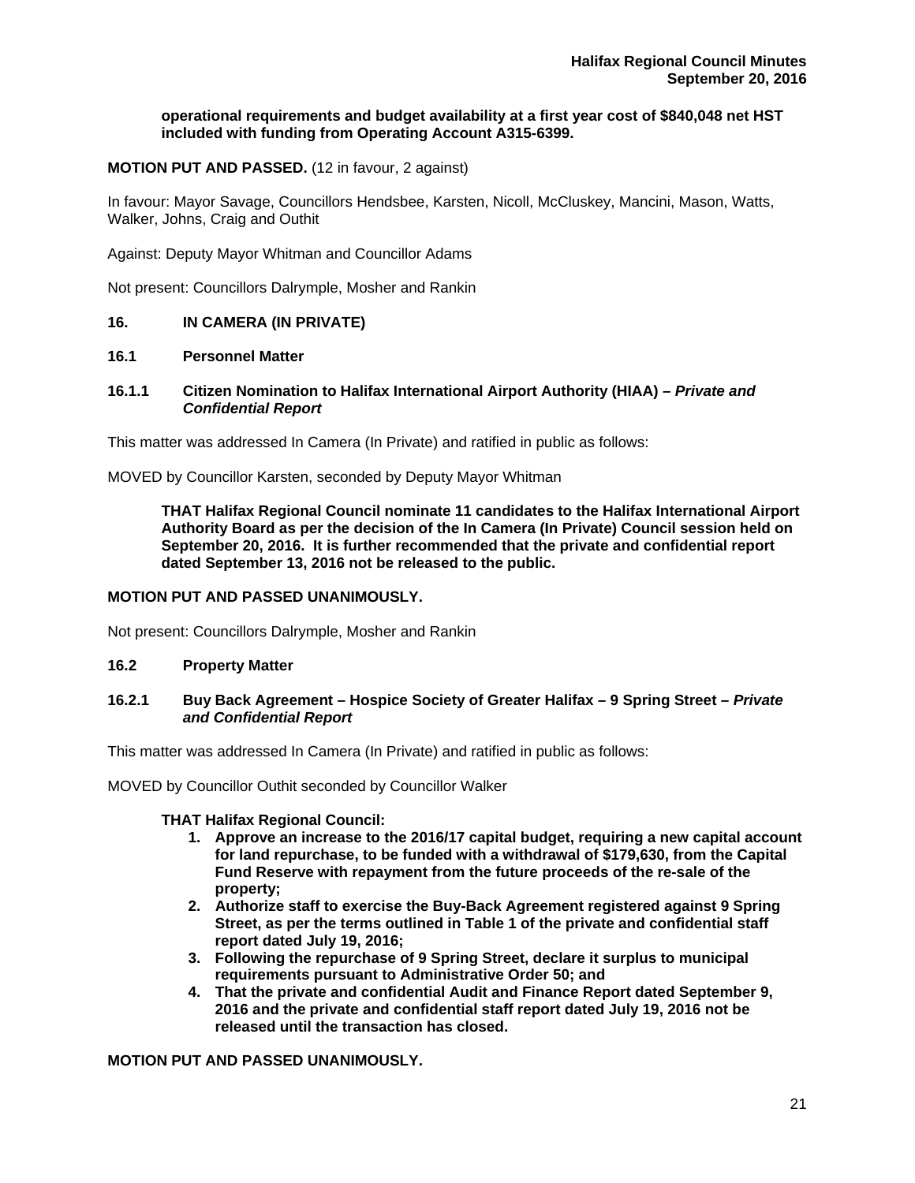**operational requirements and budget availability at a first year cost of $840,048 net HST included with funding from Operating Account A315-6399.**

**MOTION PUT AND PASSED.** (12 in favour, 2 against)

In favour: Mayor Savage, Councillors Hendsbee, Karsten, Nicoll, McCluskey, Mancini, Mason, Watts, Walker, Johns, Craig and Outhit

Against: Deputy Mayor Whitman and Councillor Adams

Not present: Councillors Dalrymple, Mosher and Rankin

## 16. IN CAMERA (IN PRIVATE)

### 16.1 Personnel Matter

#### 16.1.1 Citizen Nomination to Halifax International Airport Authority (HIAA) – *Private and Confidential Report*

This matter was addressed In Camera (In Private) and ratified in public as follows:

MOVED by Councillor Karsten, seconded by Deputy Mayor Whitman

**THAT Halifax Regional Council nominate 11 candidates to the Halifax International Airport Authority Board as per the decision of the In Camera (In Private) Council session held on September 20, 2016. It is further recommended that the private and confidential report dated September 13, 2016 not be released to the public.**

**MOTION PUT AND PASSED UNANIMOUSLY.**

Not present: Councillors Dalrymple, Mosher and Rankin

### 16.2 Property Matter

#### 16.2.1 Buy Back Agreement – Hospice Society of Greater Halifax – 9 Spring Street – *Private and Confidential Report*

This matter was addressed In Camera (In Private) and ratified in public as follows:

MOVED by Councillor Outhit seconded by Councillor Walker

**THAT Halifax Regional Council:**

1. **Approve an increase to the 2016/17 capital budget, requiring a new capital account for land repurchase, to be funded with a withdrawal of $179,630, from the Capital Fund Reserve with repayment from the future proceeds of the re-sale of the property;**
2. **Authorize staff to exercise the Buy-Back Agreement registered against 9 Spring Street, as per the terms outlined in Table 1 of the private and confidential staff report dated July 19, 2016;**
3. **Following the repurchase of 9 Spring Street, declare it surplus to municipal requirements pursuant to Administrative Order 50; and**
4. **That the private and confidential Audit and Finance Report dated September 9, 2016 and the private and confidential staff report dated July 19, 2016 not be released until the transaction has closed.**

**MOTION PUT AND PASSED UNANIMOUSLY.**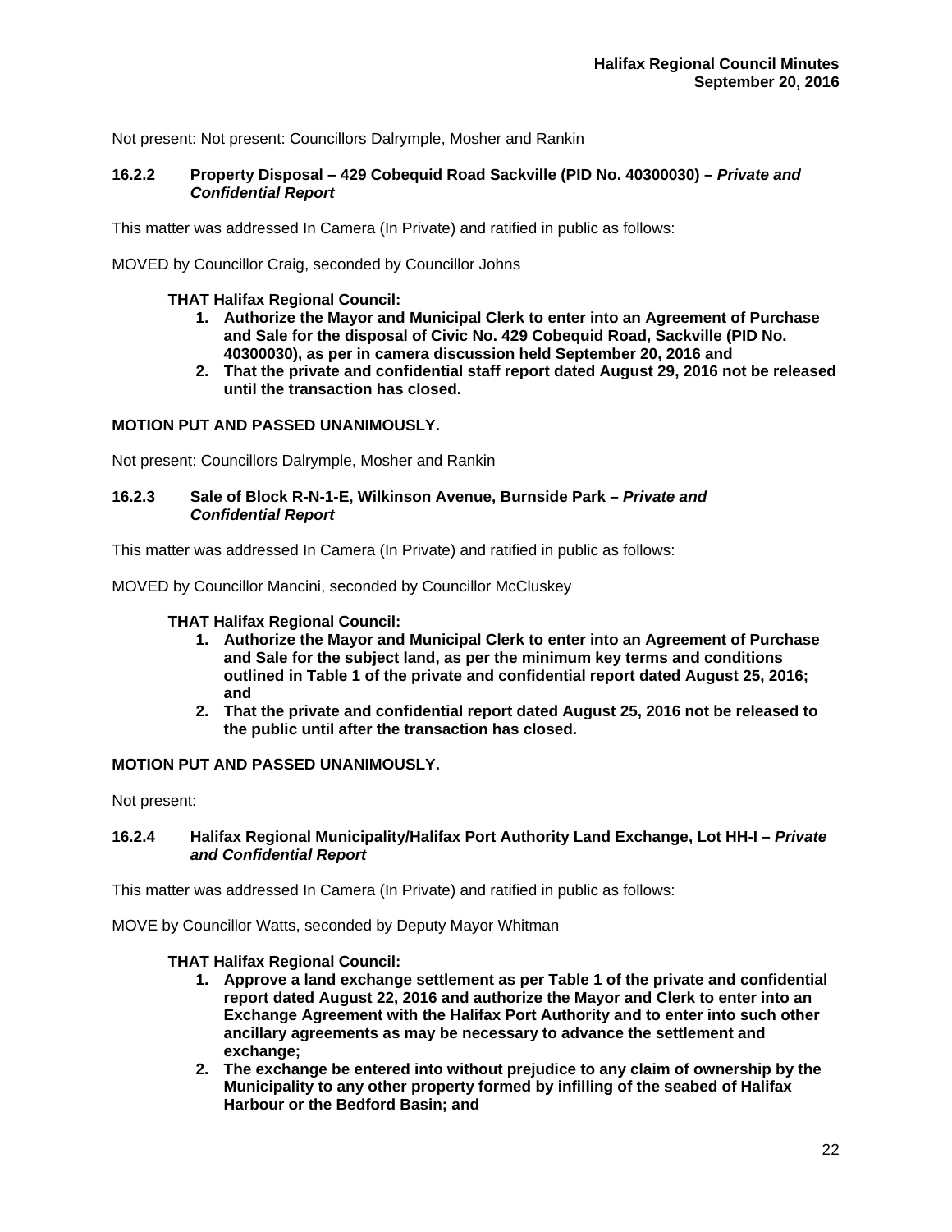Not present: Not present: Councillors Dalrymple, Mosher and Rankin

### 16.2.2 Property Disposal – 429 Cobequid Road Sackville (PID No. 40300030) – *Private and Confidential Report*

This matter was addressed In Camera (In Private) and ratified in public as follows:

MOVED by Councillor Craig, seconded by Councillor Johns

**THAT Halifax Regional Council:**

1. **Authorize the Mayor and Municipal Clerk to enter into an Agreement of Purchase and Sale for the disposal of Civic No. 429 Cobequid Road, Sackville (PID No. 40300030), as per in camera discussion held September 20, 2016 and**
2. **That the private and confidential staff report dated August 29, 2016 not be released until the transaction has closed.**

**MOTION PUT AND PASSED UNANIMOUSLY.**

Not present: Councillors Dalrymple, Mosher and Rankin

### 16.2.3 Sale of Block R-N-1-E, Wilkinson Avenue, Burnside Park – *Private and Confidential Report*

This matter was addressed In Camera (In Private) and ratified in public as follows:

MOVED by Councillor Mancini, seconded by Councillor McCluskey

**THAT Halifax Regional Council:**

1. **Authorize the Mayor and Municipal Clerk to enter into an Agreement of Purchase and Sale for the subject land, as per the minimum key terms and conditions outlined in Table 1 of the private and confidential report dated August 25, 2016; and**
2. **That the private and confidential report dated August 25, 2016 not be released to the public until after the transaction has closed.**

**MOTION PUT AND PASSED UNANIMOUSLY.**

Not present:

### 16.2.4 Halifax Regional Municipality/Halifax Port Authority Land Exchange, Lot HH-I – *Private and Confidential Report*

This matter was addressed In Camera (In Private) and ratified in public as follows:

MOVE by Councillor Watts, seconded by Deputy Mayor Whitman

**THAT Halifax Regional Council:**

1. **Approve a land exchange settlement as per Table 1 of the private and confidential report dated August 22, 2016 and authorize the Mayor and Clerk to enter into an Exchange Agreement with the Halifax Port Authority and to enter into such other ancillary agreements as may be necessary to advance the settlement and exchange;**
2. **The exchange be entered into without prejudice to any claim of ownership by the Municipality to any other property formed by infilling of the seabed of Halifax Harbour or the Bedford Basin; and**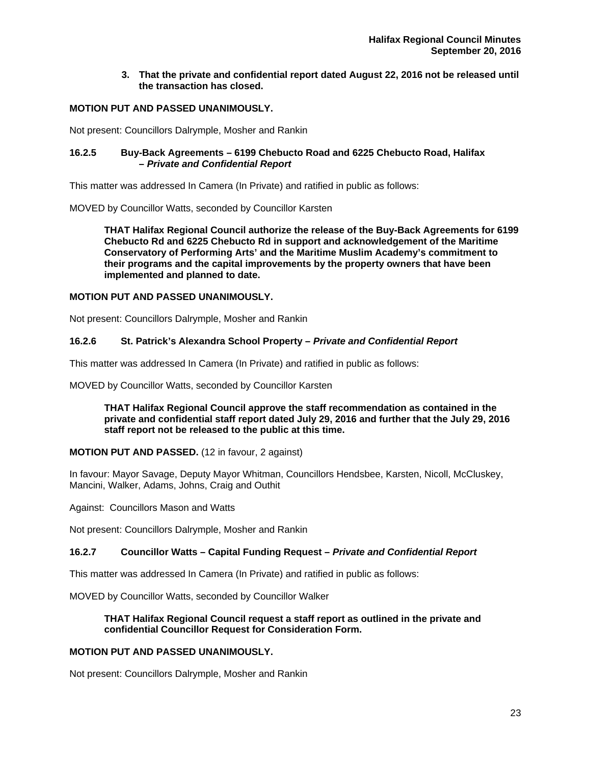3. **That the private and confidential report dated August 22, 2016 not be released until the transaction has closed.**

**MOTION PUT AND PASSED UNANIMOUSLY.**

Not present: Councillors Dalrymple, Mosher and Rankin

### 16.2.5 Buy-Back Agreements – 6199 Chebucto Road and 6225 Chebucto Road, Halifax – *Private and Confidential Report*

This matter was addressed In Camera (In Private) and ratified in public as follows:

MOVED by Councillor Watts, seconded by Councillor Karsten

> **THAT Halifax Regional Council authorize the release of the Buy-Back Agreements for 6199 Chebucto Rd and 6225 Chebucto Rd in support and acknowledgement of the Maritime Conservatory of Performing Arts' and the Maritime Muslim Academy's commitment to their programs and the capital improvements by the property owners that have been implemented and planned to date.**

**MOTION PUT AND PASSED UNANIMOUSLY.**

Not present: Councillors Dalrymple, Mosher and Rankin

### 16.2.6 St. Patrick's Alexandra School Property – *Private and Confidential Report*

This matter was addressed In Camera (In Private) and ratified in public as follows:

MOVED by Councillor Watts, seconded by Councillor Karsten

> **THAT Halifax Regional Council approve the staff recommendation as contained in the private and confidential staff report dated July 29, 2016 and further that the July 29, 2016 staff report not be released to the public at this time.**

**MOTION PUT AND PASSED.** (12 in favour, 2 against)

In favour: Mayor Savage, Deputy Mayor Whitman, Councillors Hendsbee, Karsten, Nicoll, McCluskey, Mancini, Walker, Adams, Johns, Craig and Outhit

Against: Councillors Mason and Watts

Not present: Councillors Dalrymple, Mosher and Rankin

### 16.2.7 Councillor Watts – Capital Funding Request – *Private and Confidential Report*

This matter was addressed In Camera (In Private) and ratified in public as follows:

MOVED by Councillor Watts, seconded by Councillor Walker

> **THAT Halifax Regional Council request a staff report as outlined in the private and confidential Councillor Request for Consideration Form.**

**MOTION PUT AND PASSED UNANIMOUSLY.**

Not present: Councillors Dalrymple, Mosher and Rankin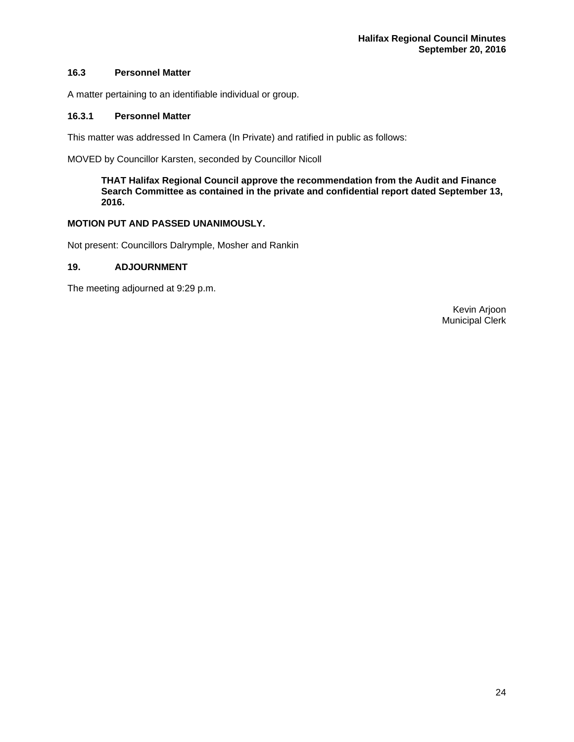### 16.3 Personnel Matter

A matter pertaining to an identifiable individual or group.

### 16.3.1 Personnel Matter

This matter was addressed In Camera (In Private) and ratified in public as follows:

MOVED by Councillor Karsten, seconded by Councillor Nicoll

> **THAT Halifax Regional Council approve the recommendation from the Audit and Finance Search Committee as contained in the private and confidential report dated September 13, 2016.**

**MOTION PUT AND PASSED UNANIMOUSLY.**

Not present: Councillors Dalrymple, Mosher and Rankin

## 19. ADJOURNMENT

The meeting adjourned at 9:29 p.m.

Kevin Arjoon
Municipal Clerk